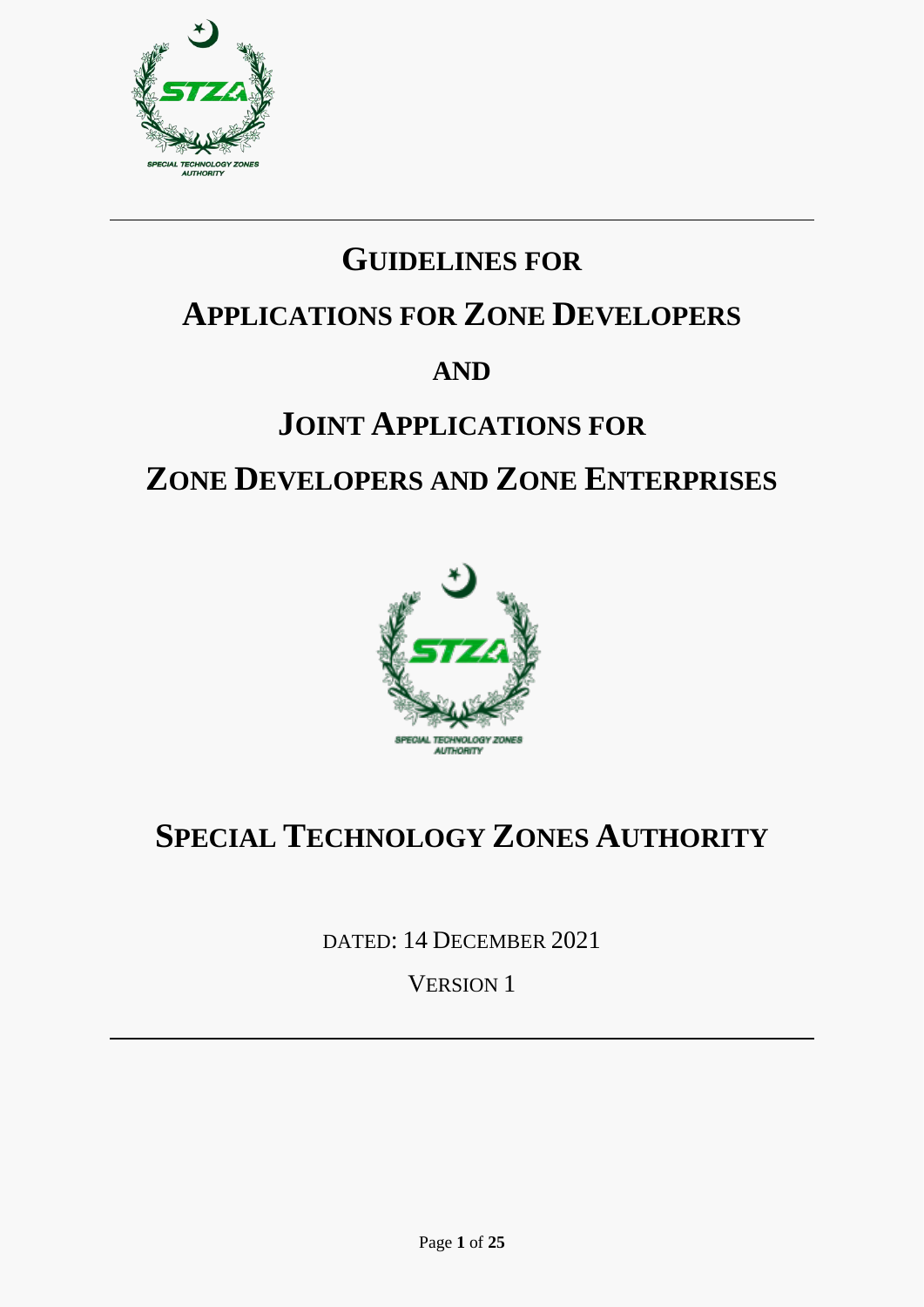# GUIDELINES FOR

# APPLICATIONS FOR ZONE DEVELOPERS

# AND

# JOINT APPLICATIONS FOR

# ZONE DEVELOPERS AND ZONE ENTERPRISES

SPECIAL TECHNOLOGY ZONES AUTHORITY

## SPECIAL TECHNOLOGY ZONES AUTHORITY

DATED: 14 DECEMBER 2021

VERSION 1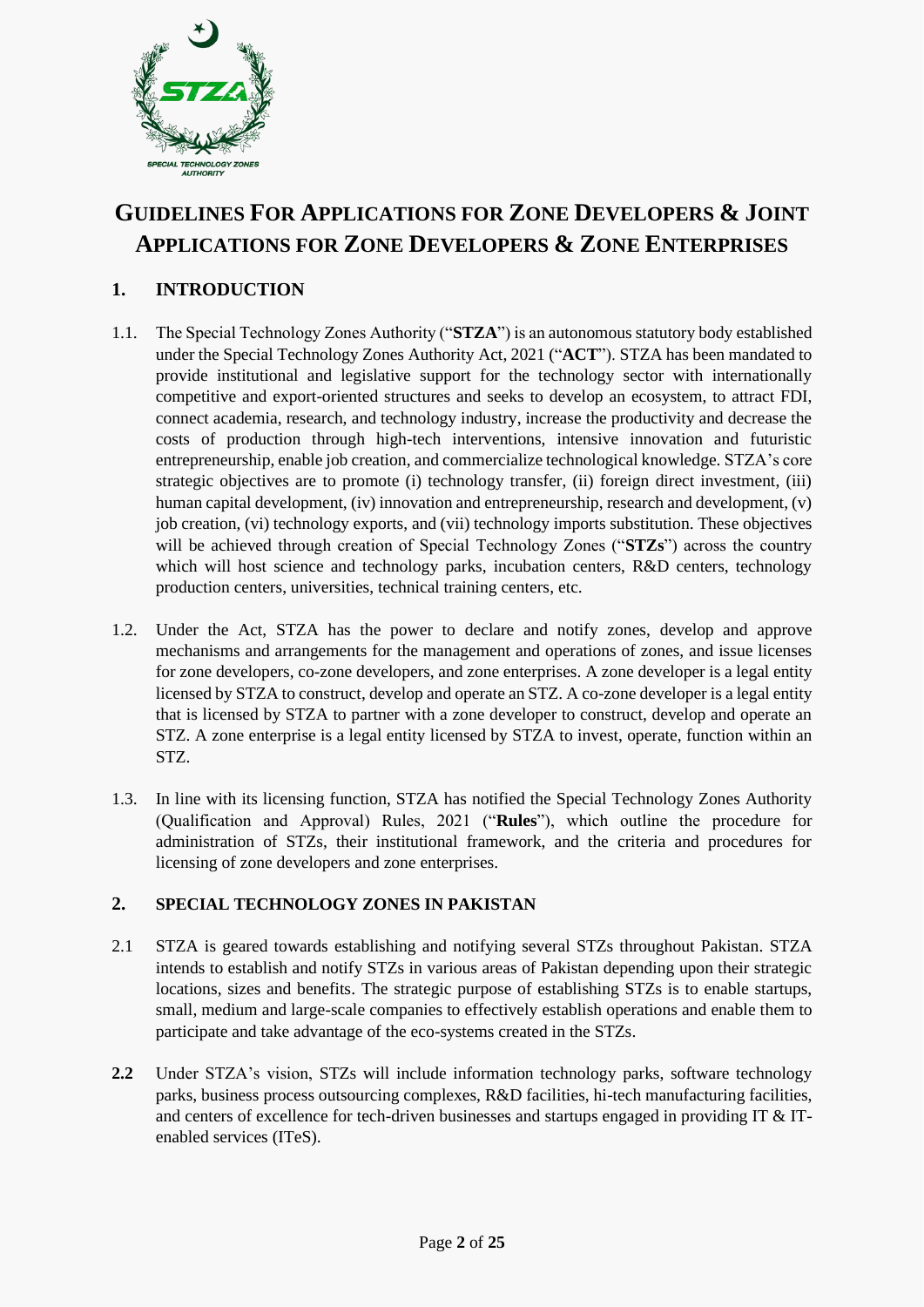# GUIDELINES FOR APPLICATIONS FOR ZONE DEVELOPERS & JOINT APPLICATIONS FOR ZONE DEVELOPERS & ZONE ENTERPRISES

## 1. INTRODUCTION

1.1. The Special Technology Zones Authority ("**STZA**") is an autonomous statutory body established under the Special Technology Zones Authority Act, 2021 ("**ACT**"). STZA has been mandated to provide institutional and legislative support for the technology sector with internationally competitive and export-oriented structures and seeks to develop an ecosystem, to attract FDI, connect academia, research, and technology industry, increase the productivity and decrease the costs of production through high-tech interventions, intensive innovation and futuristic entrepreneurship, enable job creation, and commercialize technological knowledge. STZA's core strategic objectives are to promote (i) technology transfer, (ii) foreign direct investment, (iii) human capital development, (iv) innovation and entrepreneurship, research and development, (v) job creation, (vi) technology exports, and (vii) technology imports substitution. These objectives will be achieved through creation of Special Technology Zones ("**STZs**") across the country which will host science and technology parks, incubation centers, R&D centers, technology production centers, universities, technical training centers, etc.

1.2. Under the Act, STZA has the power to declare and notify zones, develop and approve mechanisms and arrangements for the management and operations of zones, and issue licenses for zone developers, co-zone developers, and zone enterprises. A zone developer is a legal entity licensed by STZA to construct, develop and operate an STZ. A co-zone developer is a legal entity that is licensed by STZA to partner with a zone developer to construct, develop and operate an STZ. A zone enterprise is a legal entity licensed by STZA to invest, operate, function within an STZ.

1.3. In line with its licensing function, STZA has notified the Special Technology Zones Authority (Qualification and Approval) Rules, 2021 ("**Rules**"), which outline the procedure for administration of STZs, their institutional framework, and the criteria and procedures for licensing of zone developers and zone enterprises.

## 2. SPECIAL TECHNOLOGY ZONES IN PAKISTAN

2.1 STZA is geared towards establishing and notifying several STZs throughout Pakistan. STZA intends to establish and notify STZs in various areas of Pakistan depending upon their strategic locations, sizes and benefits. The strategic purpose of establishing STZs is to enable startups, small, medium and large-scale companies to effectively establish operations and enable them to participate and take advantage of the eco-systems created in the STZs.

**2.2** Under STZA's vision, STZs will include information technology parks, software technology parks, business process outsourcing complexes, R&D facilities, hi-tech manufacturing facilities, and centers of excellence for tech-driven businesses and startups engaged in providing IT & IT-enabled services (ITeS).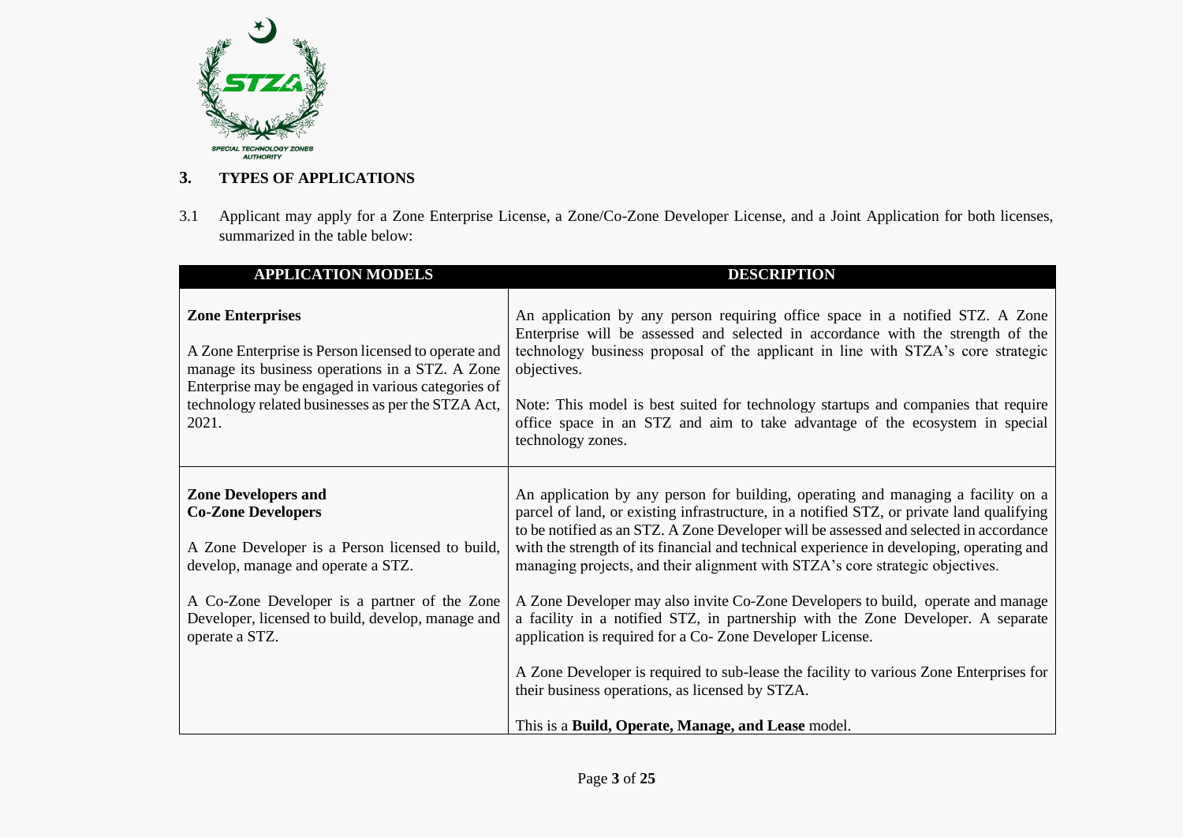## 3. TYPES OF APPLICATIONS

3.1 Applicant may apply for a Zone Enterprise License, a Zone/Co-Zone Developer License, and a Joint Application for both licenses, summarized in the table below:

| APPLICATION MODELS | DESCRIPTION |
|---|---|
| **Zone Enterprises**<br><br>A Zone Enterprise is Person licensed to operate and manage its business operations in a STZ. A Zone Enterprise may be engaged in various categories of technology related businesses as per the STZA Act, 2021. | An application by any person requiring office space in a notified STZ. A Zone Enterprise will be assessed and selected in accordance with the strength of the technology business proposal of the applicant in line with STZA's core strategic objectives.<br><br>Note: This model is best suited for technology startups and companies that require office space in an STZ and aim to take advantage of the ecosystem in special technology zones. |
| **Zone Developers and Co-Zone Developers**<br><br>A Zone Developer is a Person licensed to build, develop, manage and operate a STZ.<br><br>A Co-Zone Developer is a partner of the Zone Developer, licensed to build, develop, manage and operate a STZ. | An application by any person for building, operating and managing a facility on a parcel of land, or existing infrastructure, in a notified STZ, or private land qualifying to be notified as an STZ. A Zone Developer will be assessed and selected in accordance with the strength of its financial and technical experience in developing, operating and managing projects, and their alignment with STZA's core strategic objectives.<br><br>A Zone Developer may also invite Co-Zone Developers to build, operate and manage a facility in a notified STZ, in partnership with the Zone Developer. A separate application is required for a Co- Zone Developer License.<br><br>A Zone Developer is required to sub-lease the facility to various Zone Enterprises for their business operations, as licensed by STZA.<br><br>This is a **Build, Operate, Manage, and Lease** model. |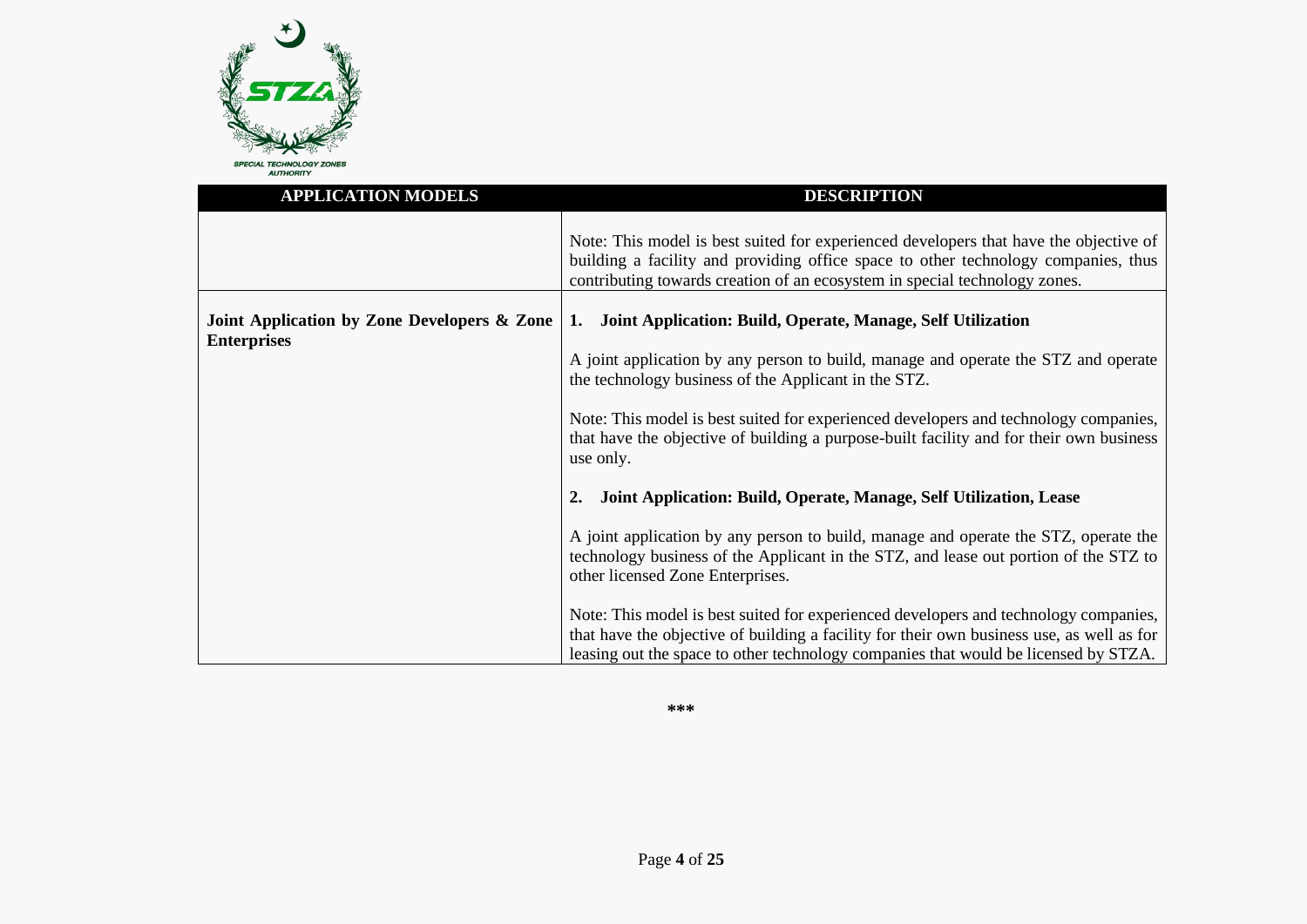| APPLICATION MODELS | DESCRIPTION |
| --- | --- |
| | Note: This model is best suited for experienced developers that have the objective of building a facility and providing office space to other technology companies, thus contributing towards creation of an ecosystem in special technology zones. |
| **Joint Application by Zone Developers & Zone Enterprises** | **1. Joint Application: Build, Operate, Manage, Self Utilization**<br><br>A joint application by any person to build, manage and operate the STZ and operate the technology business of the Applicant in the STZ.<br><br>Note: This model is best suited for experienced developers and technology companies, that have the objective of building a purpose-built facility and for their own business use only.<br><br>**2. Joint Application: Build, Operate, Manage, Self Utilization, Lease**<br><br>A joint application by any person to build, manage and operate the STZ, operate the technology business of the Applicant in the STZ, and lease out portion of the STZ to other licensed Zone Enterprises.<br><br>Note: This model is best suited for experienced developers and technology companies, that have the objective of building a facility for their own business use, as well as for leasing out the space to other technology companies that would be licensed by STZA. |

**\*\*\***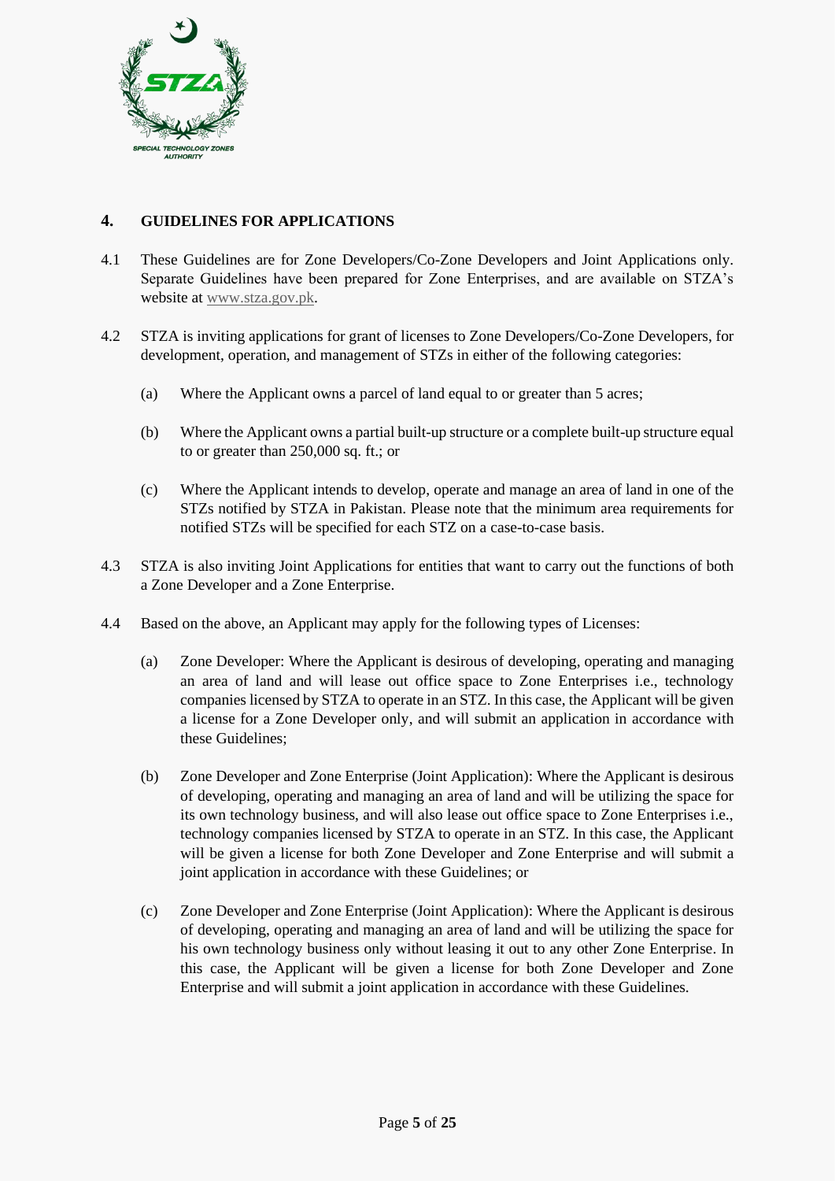## 4. GUIDELINES FOR APPLICATIONS

4.1 These Guidelines are for Zone Developers/Co-Zone Developers and Joint Applications only. Separate Guidelines have been prepared for Zone Enterprises, and are available on STZA's website at www.stza.gov.pk.

4.2 STZA is inviting applications for grant of licenses to Zone Developers/Co-Zone Developers, for development, operation, and management of STZs in either of the following categories:

(a) Where the Applicant owns a parcel of land equal to or greater than 5 acres;

(b) Where the Applicant owns a partial built-up structure or a complete built-up structure equal to or greater than 250,000 sq. ft.; or

(c) Where the Applicant intends to develop, operate and manage an area of land in one of the STZs notified by STZA in Pakistan. Please note that the minimum area requirements for notified STZs will be specified for each STZ on a case-to-case basis.

4.3 STZA is also inviting Joint Applications for entities that want to carry out the functions of both a Zone Developer and a Zone Enterprise.

4.4 Based on the above, an Applicant may apply for the following types of Licenses:

(a) Zone Developer: Where the Applicant is desirous of developing, operating and managing an area of land and will lease out office space to Zone Enterprises i.e., technology companies licensed by STZA to operate in an STZ. In this case, the Applicant will be given a license for a Zone Developer only, and will submit an application in accordance with these Guidelines;

(b) Zone Developer and Zone Enterprise (Joint Application): Where the Applicant is desirous of developing, operating and managing an area of land and will be utilizing the space for its own technology business, and will also lease out office space to Zone Enterprises i.e., technology companies licensed by STZA to operate in an STZ. In this case, the Applicant will be given a license for both Zone Developer and Zone Enterprise and will submit a joint application in accordance with these Guidelines; or

(c) Zone Developer and Zone Enterprise (Joint Application): Where the Applicant is desirous of developing, operating and managing an area of land and will be utilizing the space for his own technology business only without leasing it out to any other Zone Enterprise. In this case, the Applicant will be given a license for both Zone Developer and Zone Enterprise and will submit a joint application in accordance with these Guidelines.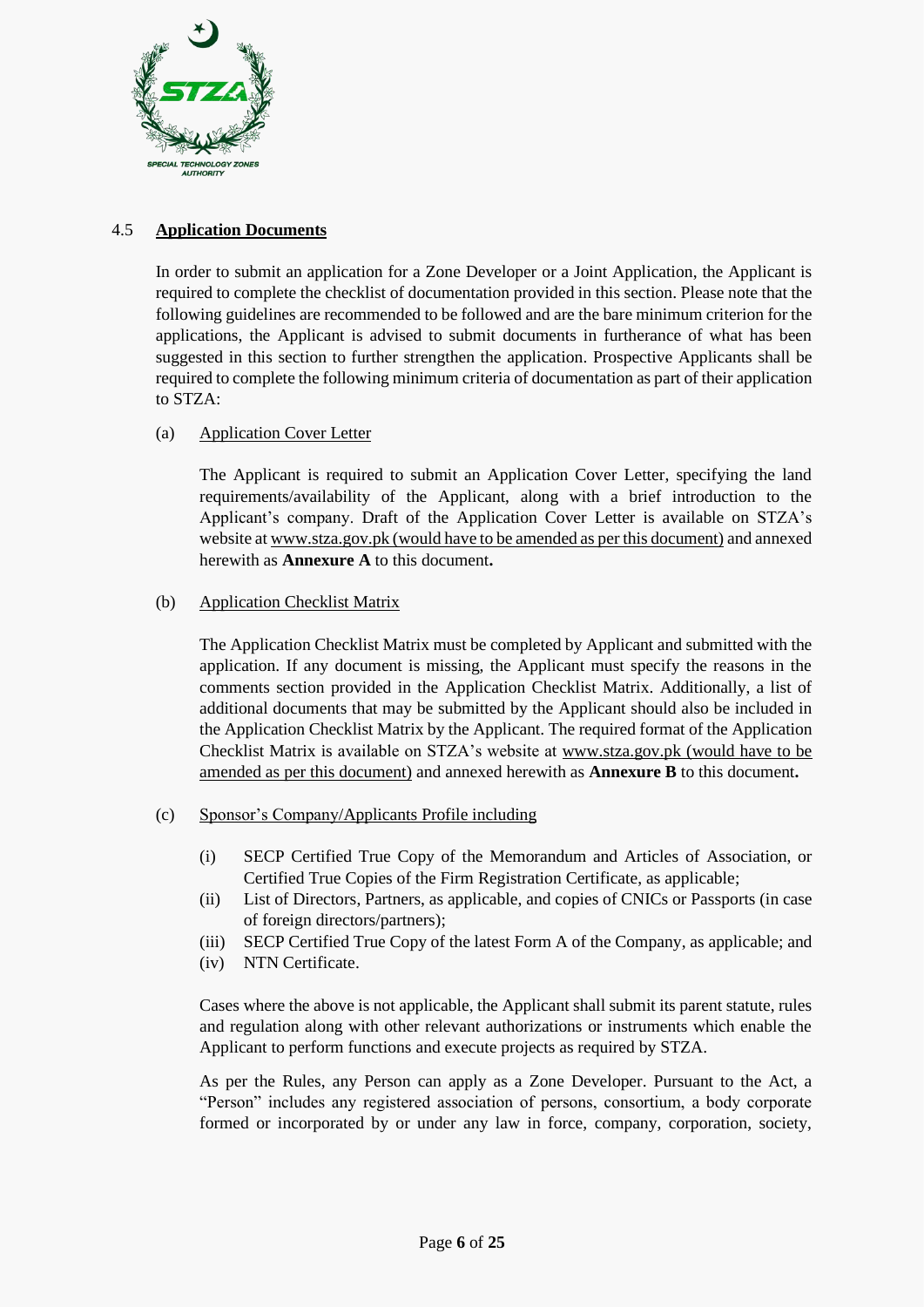### 4.5 **Application Documents**

In order to submit an application for a Zone Developer or a Joint Application, the Applicant is required to complete the checklist of documentation provided in this section. Please note that the following guidelines are recommended to be followed and are the bare minimum criterion for the applications, the Applicant is advised to submit documents in furtherance of what has been suggested in this section to further strengthen the application. Prospective Applicants shall be required to complete the following minimum criteria of documentation as part of their application to STZA:

(a) Application Cover Letter

The Applicant is required to submit an Application Cover Letter, specifying the land requirements/availability of the Applicant, along with a brief introduction to the Applicant's company. Draft of the Application Cover Letter is available on STZA's website at www.stza.gov.pk (would have to be amended as per this document) and annexed herewith as **Annexure A** to this document**.**

(b) Application Checklist Matrix

The Application Checklist Matrix must be completed by Applicant and submitted with the application. If any document is missing, the Applicant must specify the reasons in the comments section provided in the Application Checklist Matrix. Additionally, a list of additional documents that may be submitted by the Applicant should also be included in the Application Checklist Matrix by the Applicant. The required format of the Application Checklist Matrix is available on STZA's website at www.stza.gov.pk (would have to be amended as per this document) and annexed herewith as **Annexure B** to this document**.**

(c) Sponsor's Company/Applicants Profile including

(i) SECP Certified True Copy of the Memorandum and Articles of Association, or Certified True Copies of the Firm Registration Certificate, as applicable;
(ii) List of Directors, Partners, as applicable, and copies of CNICs or Passports (in case of foreign directors/partners);
(iii) SECP Certified True Copy of the latest Form A of the Company, as applicable; and
(iv) NTN Certificate.

Cases where the above is not applicable, the Applicant shall submit its parent statute, rules and regulation along with other relevant authorizations or instruments which enable the Applicant to perform functions and execute projects as required by STZA.

As per the Rules, any Person can apply as a Zone Developer. Pursuant to the Act, a "Person" includes any registered association of persons, consortium, a body corporate formed or incorporated by or under any law in force, company, corporation, society,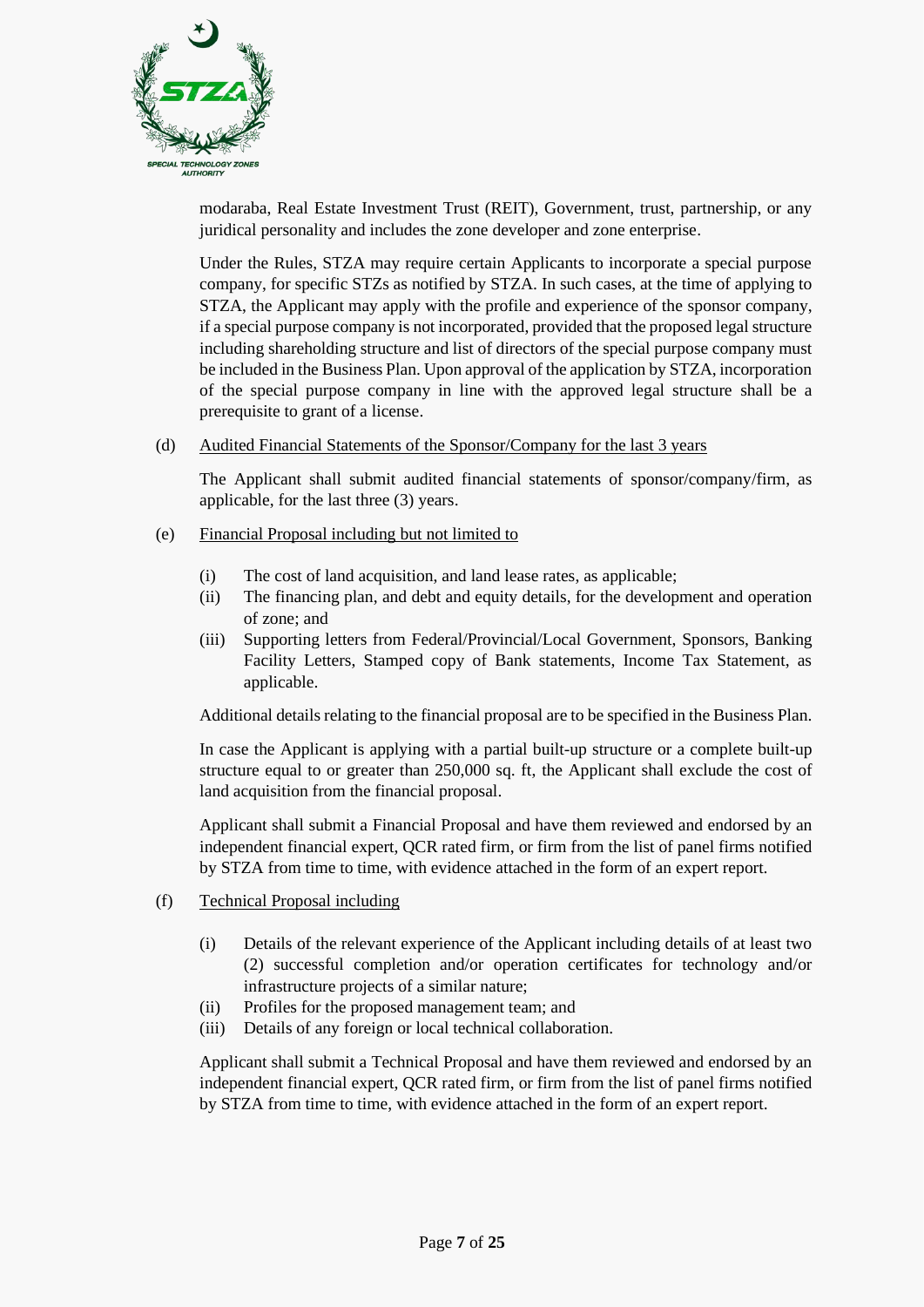modaraba, Real Estate Investment Trust (REIT), Government, trust, partnership, or any juridical personality and includes the zone developer and zone enterprise.

Under the Rules, STZA may require certain Applicants to incorporate a special purpose company, for specific STZs as notified by STZA. In such cases, at the time of applying to STZA, the Applicant may apply with the profile and experience of the sponsor company, if a special purpose company is not incorporated, provided that the proposed legal structure including shareholding structure and list of directors of the special purpose company must be included in the Business Plan. Upon approval of the application by STZA, incorporation of the special purpose company in line with the approved legal structure shall be a prerequisite to grant of a license.

(d) Audited Financial Statements of the Sponsor/Company for the last 3 years

The Applicant shall submit audited financial statements of sponsor/company/firm, as applicable, for the last three (3) years.

(e) Financial Proposal including but not limited to

- (i) The cost of land acquisition, and land lease rates, as applicable;
- (ii) The financing plan, and debt and equity details, for the development and operation of zone; and
- (iii) Supporting letters from Federal/Provincial/Local Government, Sponsors, Banking Facility Letters, Stamped copy of Bank statements, Income Tax Statement, as applicable.

Additional details relating to the financial proposal are to be specified in the Business Plan.

In case the Applicant is applying with a partial built-up structure or a complete built-up structure equal to or greater than 250,000 sq. ft, the Applicant shall exclude the cost of land acquisition from the financial proposal.

Applicant shall submit a Financial Proposal and have them reviewed and endorsed by an independent financial expert, QCR rated firm, or firm from the list of panel firms notified by STZA from time to time, with evidence attached in the form of an expert report.

(f) Technical Proposal including

- (i) Details of the relevant experience of the Applicant including details of at least two (2) successful completion and/or operation certificates for technology and/or infrastructure projects of a similar nature;
- (ii) Profiles for the proposed management team; and
- (iii) Details of any foreign or local technical collaboration.

Applicant shall submit a Technical Proposal and have them reviewed and endorsed by an independent financial expert, QCR rated firm, or firm from the list of panel firms notified by STZA from time to time, with evidence attached in the form of an expert report.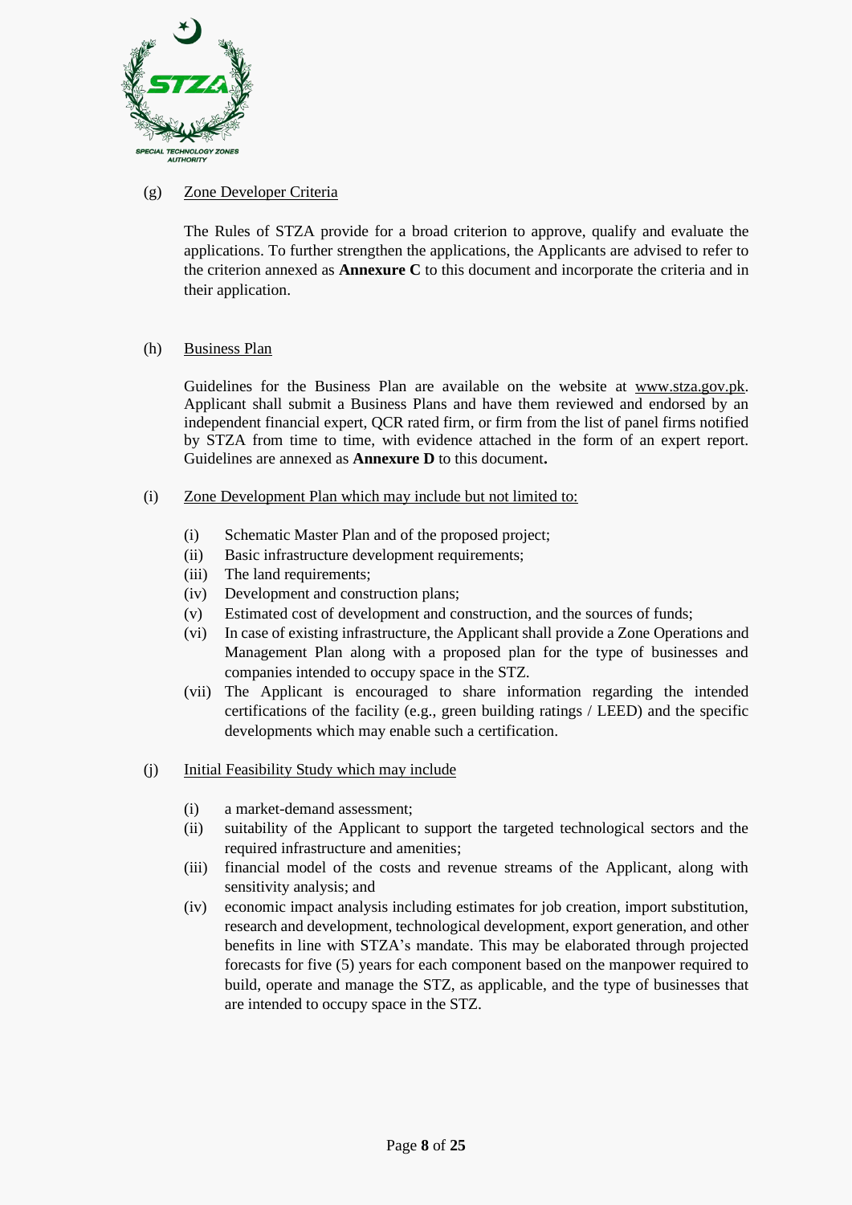(g) Zone Developer Criteria

The Rules of STZA provide for a broad criterion to approve, qualify and evaluate the applications. To further strengthen the applications, the Applicants are advised to refer to the criterion annexed as **Annexure C** to this document and incorporate the criteria and in their application.

(h) Business Plan

Guidelines for the Business Plan are available on the website at www.stza.gov.pk. Applicant shall submit a Business Plans and have them reviewed and endorsed by an independent financial expert, QCR rated firm, or firm from the list of panel firms notified by STZA from time to time, with evidence attached in the form of an expert report. Guidelines are annexed as **Annexure D** to this document**.**

(i) Zone Development Plan which may include but not limited to:

- (i) Schematic Master Plan and of the proposed project;
- (ii) Basic infrastructure development requirements;
- (iii) The land requirements;
- (iv) Development and construction plans;
- (v) Estimated cost of development and construction, and the sources of funds;
- (vi) In case of existing infrastructure, the Applicant shall provide a Zone Operations and Management Plan along with a proposed plan for the type of businesses and companies intended to occupy space in the STZ.
- (vii) The Applicant is encouraged to share information regarding the intended certifications of the facility (e.g., green building ratings / LEED) and the specific developments which may enable such a certification.

(j) Initial Feasibility Study which may include

- (i) a market-demand assessment;
- (ii) suitability of the Applicant to support the targeted technological sectors and the required infrastructure and amenities;
- (iii) financial model of the costs and revenue streams of the Applicant, along with sensitivity analysis; and
- (iv) economic impact analysis including estimates for job creation, import substitution, research and development, technological development, export generation, and other benefits in line with STZA's mandate. This may be elaborated through projected forecasts for five (5) years for each component based on the manpower required to build, operate and manage the STZ, as applicable, and the type of businesses that are intended to occupy space in the STZ.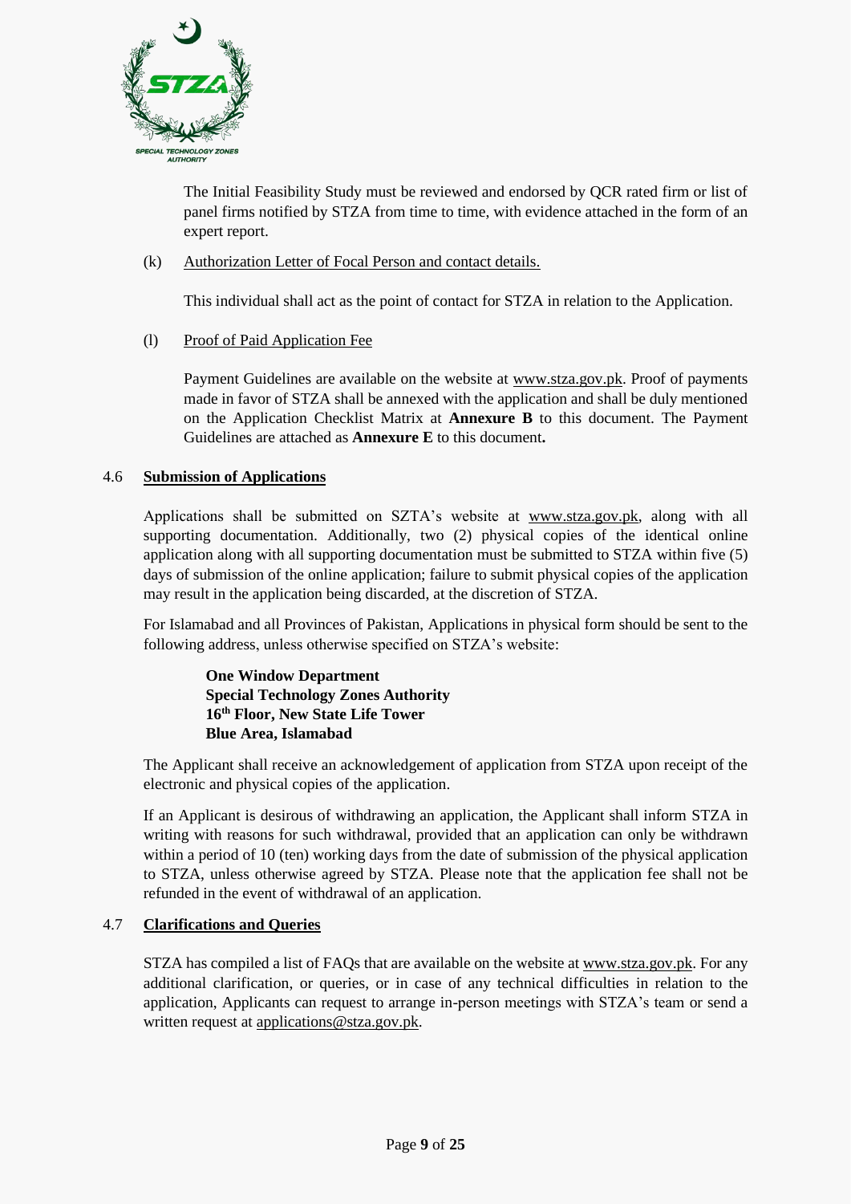The Initial Feasibility Study must be reviewed and endorsed by QCR rated firm or list of panel firms notified by STZA from time to time, with evidence attached in the form of an expert report.

(k) Authorization Letter of Focal Person and contact details.

This individual shall act as the point of contact for STZA in relation to the Application.

(l) Proof of Paid Application Fee

Payment Guidelines are available on the website at www.stza.gov.pk. Proof of payments made in favor of STZA shall be annexed with the application and shall be duly mentioned on the Application Checklist Matrix at **Annexure B** to this document. The Payment Guidelines are attached as **Annexure E** to this document**.**

## 4.6 Submission of Applications

Applications shall be submitted on SZTA's website at www.stza.gov.pk, along with all supporting documentation. Additionally, two (2) physical copies of the identical online application along with all supporting documentation must be submitted to STZA within five (5) days of submission of the online application; failure to submit physical copies of the application may result in the application being discarded, at the discretion of STZA.

For Islamabad and all Provinces of Pakistan, Applications in physical form should be sent to the following address, unless otherwise specified on STZA's website:

**One Window Department**
**Special Technology Zones Authority**
**16th Floor, New State Life Tower**
**Blue Area, Islamabad**

The Applicant shall receive an acknowledgement of application from STZA upon receipt of the electronic and physical copies of the application.

If an Applicant is desirous of withdrawing an application, the Applicant shall inform STZA in writing with reasons for such withdrawal, provided that an application can only be withdrawn within a period of 10 (ten) working days from the date of submission of the physical application to STZA, unless otherwise agreed by STZA. Please note that the application fee shall not be refunded in the event of withdrawal of an application.

## 4.7 Clarifications and Queries

STZA has compiled a list of FAQs that are available on the website at www.stza.gov.pk. For any additional clarification, or queries, or in case of any technical difficulties in relation to the application, Applicants can request to arrange in-person meetings with STZA's team or send a written request at applications@stza.gov.pk.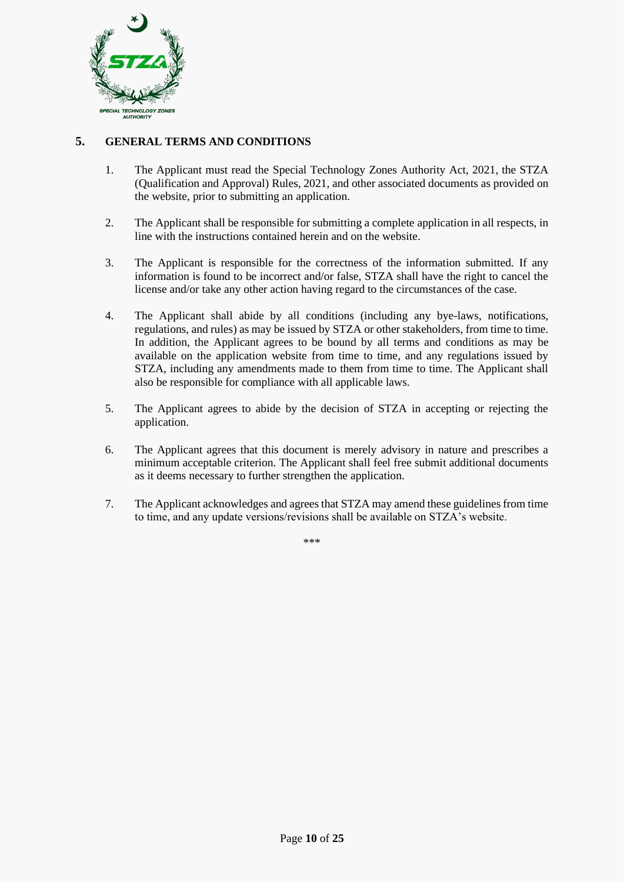## 5. GENERAL TERMS AND CONDITIONS

1. The Applicant must read the Special Technology Zones Authority Act, 2021, the STZA (Qualification and Approval) Rules, 2021, and other associated documents as provided on the website, prior to submitting an application.

2. The Applicant shall be responsible for submitting a complete application in all respects, in line with the instructions contained herein and on the website.

3. The Applicant is responsible for the correctness of the information submitted. If any information is found to be incorrect and/or false, STZA shall have the right to cancel the license and/or take any other action having regard to the circumstances of the case.

4. The Applicant shall abide by all conditions (including any bye-laws, notifications, regulations, and rules) as may be issued by STZA or other stakeholders, from time to time. In addition, the Applicant agrees to be bound by all terms and conditions as may be available on the application website from time to time, and any regulations issued by STZA, including any amendments made to them from time to time. The Applicant shall also be responsible for compliance with all applicable laws.

5. The Applicant agrees to abide by the decision of STZA in accepting or rejecting the application.

6. The Applicant agrees that this document is merely advisory in nature and prescribes a minimum acceptable criterion. The Applicant shall feel free submit additional documents as it deems necessary to further strengthen the application.

7. The Applicant acknowledges and agrees that STZA may amend these guidelines from time to time, and any update versions/revisions shall be available on STZA's website.

***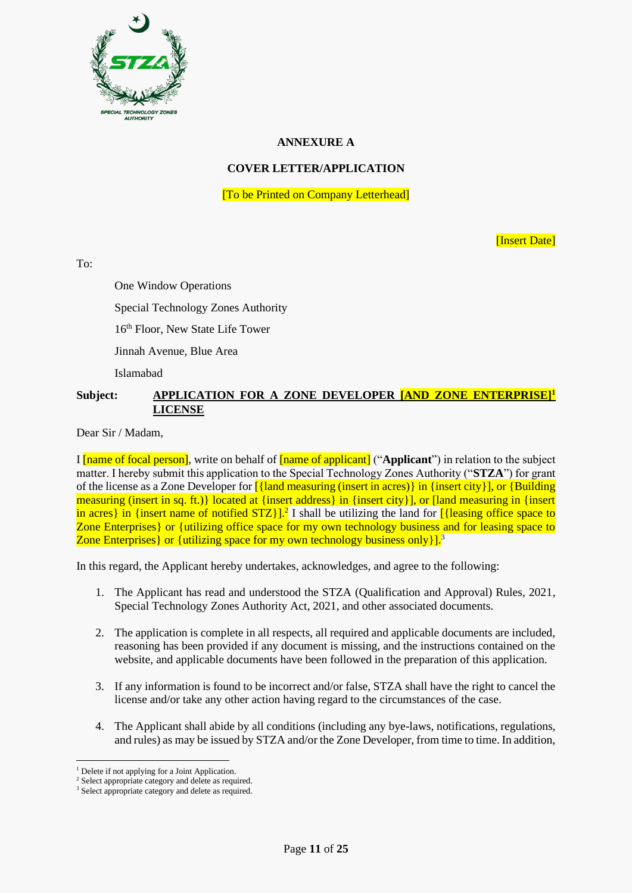## ANNEXURE A

## COVER LETTER/APPLICATION

[To be Printed on Company Letterhead]

[Insert Date]

To:

One Window Operations

Special Technology Zones Authority

16th Floor, New State Life Tower

Jinnah Avenue, Blue Area

Islamabad

**Subject:** **APPLICATION FOR A ZONE DEVELOPER [AND ZONE ENTERPRISE][1] LICENSE**

Dear Sir / Madam,

I [name of focal person], write on behalf of [name of applicant] ("**Applicant**") in relation to the subject matter. I hereby submit this application to the Special Technology Zones Authority ("**STZA**") for grant of the license as a Zone Developer for [{land measuring (insert in acres)} in {insert city}], or {Building measuring (insert in sq. ft.)} located at {insert address} in {insert city}], or [land measuring in {insert in acres} in {insert name of notified STZ}].[2] I shall be utilizing the land for [{leasing office space to Zone Enterprises} or {utilizing office space for my own technology business and for leasing space to Zone Enterprises} or {utilizing space for my own technology business only}].[3]

In this regard, the Applicant hereby undertakes, acknowledges, and agree to the following:

1. The Applicant has read and understood the STZA (Qualification and Approval) Rules, 2021, Special Technology Zones Authority Act, 2021, and other associated documents.
2. The application is complete in all respects, all required and applicable documents are included, reasoning has been provided if any document is missing, and the instructions contained on the website, and applicable documents have been followed in the preparation of this application.
3. If any information is found to be incorrect and/or false, STZA shall have the right to cancel the license and/or take any other action having regard to the circumstances of the case.
4. The Applicant shall abide by all conditions (including any bye-laws, notifications, regulations, and rules) as may be issued by STZA and/or the Zone Developer, from time to time. In addition,

---

[1] Delete if not applying for a Joint Application.

[2] Select appropriate category and delete as required.

[3] Select appropriate category and delete as required.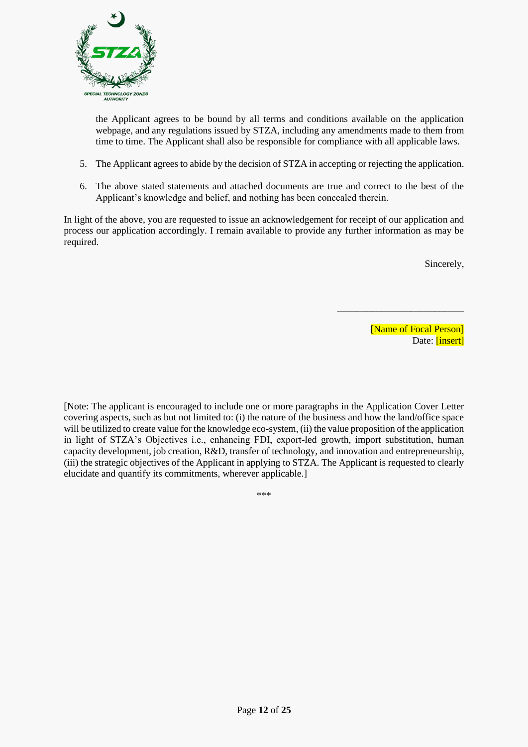the Applicant agrees to be bound by all terms and conditions available on the application webpage, and any regulations issued by STZA, including any amendments made to them from time to time. The Applicant shall also be responsible for compliance with all applicable laws.

5. The Applicant agrees to abide by the decision of STZA in accepting or rejecting the application.

6. The above stated statements and attached documents are true and correct to the best of the Applicant's knowledge and belief, and nothing has been concealed therein.

In light of the above, you are requested to issue an acknowledgement for receipt of our application and process our application accordingly. I remain available to provide any further information as may be required.

Sincerely,

\_\_\_\_\_\_\_\_\_\_\_\_\_\_\_\_\_\_\_\_\_\_\_\_\_\_

[Name of Focal Person]
Date: [insert]

[Note: The applicant is encouraged to include one or more paragraphs in the Application Cover Letter covering aspects, such as but not limited to: (i) the nature of the business and how the land/office space will be utilized to create value for the knowledge eco-system, (ii) the value proposition of the application in light of STZA's Objectives i.e., enhancing FDI, export-led growth, import substitution, human capacity development, job creation, R&D, transfer of technology, and innovation and entrepreneurship, (iii) the strategic objectives of the Applicant in applying to STZA. The Applicant is requested to clearly elucidate and quantify its commitments, wherever applicable.]

\*\*\*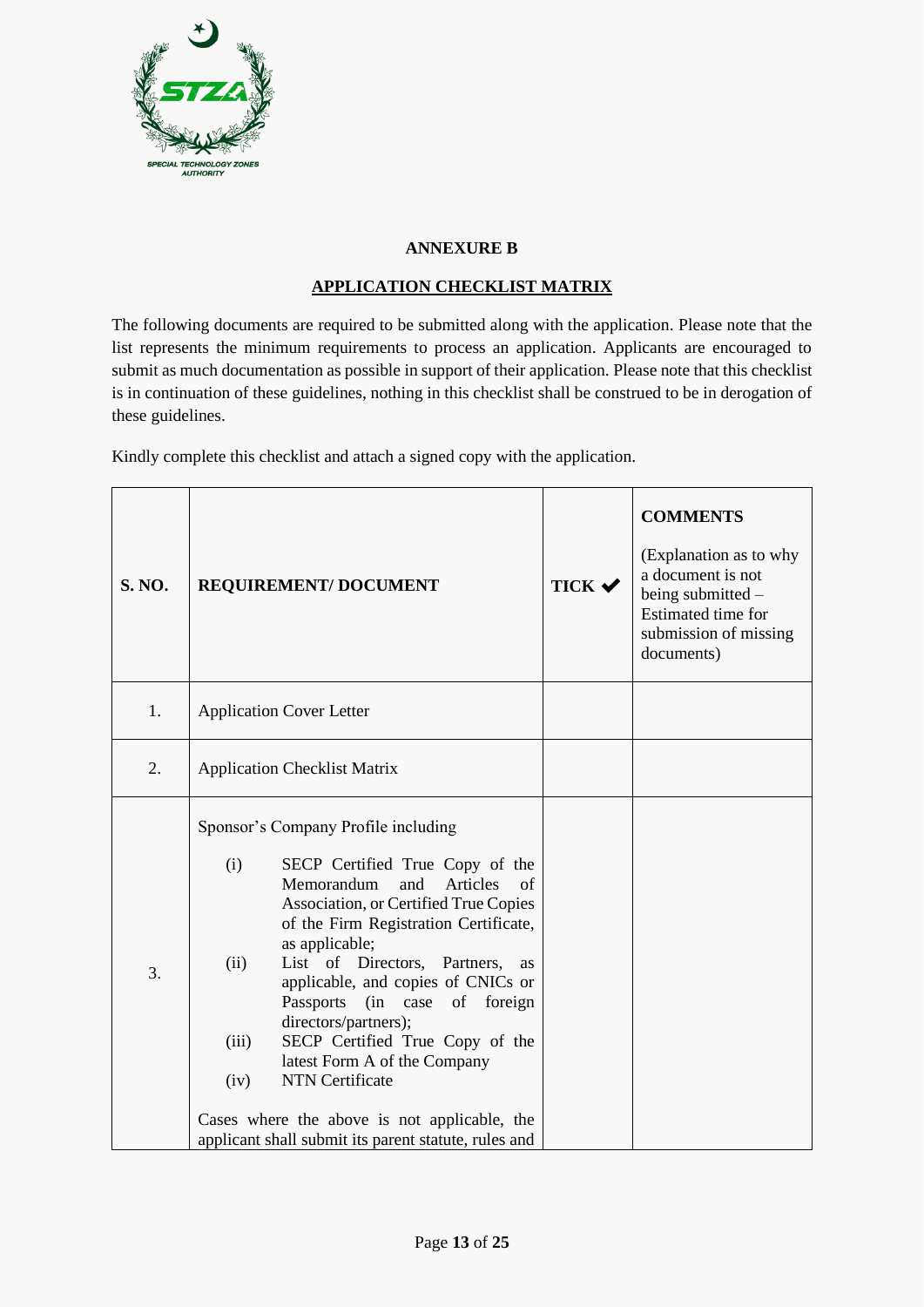## ANNEXURE B

## APPLICATION CHECKLIST MATRIX

The following documents are required to be submitted along with the application. Please note that the list represents the minimum requirements to process an application. Applicants are encouraged to submit as much documentation as possible in support of their application. Please note that this checklist is in continuation of these guidelines, nothing in this checklist shall be construed to be in derogation of these guidelines.

Kindly complete this checklist and attach a signed copy with the application.

| S. NO. | REQUIREMENT/ DOCUMENT | TICK ✔ | **COMMENTS** (Explanation as to why a document is not being submitted – Estimated time for submission of missing documents) |
|---|---|---|---|
| 1. | Application Cover Letter | | |
| 2. | Application Checklist Matrix | | |
| 3. | Sponsor's Company Profile including<br>(i) SECP Certified True Copy of the Memorandum and Articles of Association, or Certified True Copies of the Firm Registration Certificate, as applicable;<br>(ii) List of Directors, Partners, as applicable, and copies of CNICs or Passports (in case of foreign directors/partners);<br>(iii) SECP Certified True Copy of the latest Form A of the Company<br>(iv) NTN Certificate<br><br>Cases where the above is not applicable, the applicant shall submit its parent statute, rules and | | |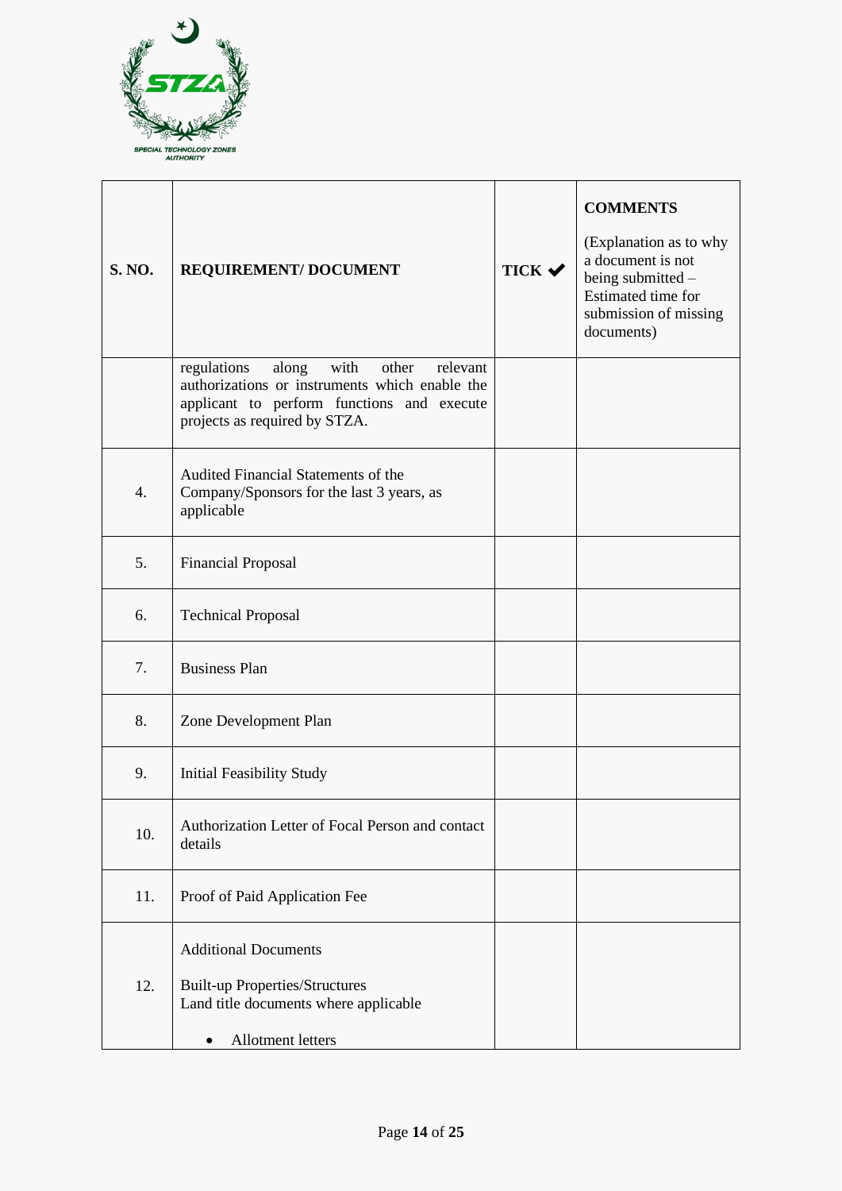| S. NO. | REQUIREMENT/ DOCUMENT | TICK ✔ | COMMENTS (Explanation as to why a document is not being submitted – Estimated time for submission of missing documents) |
|---|---|---|---|
| | regulations along with other relevant authorizations or instruments which enable the applicant to perform functions and execute projects as required by STZA. | | |
| 4. | Audited Financial Statements of the Company/Sponsors for the last 3 years, as applicable | | |
| 5. | Financial Proposal | | |
| 6. | Technical Proposal | | |
| 7. | Business Plan | | |
| 8. | Zone Development Plan | | |
| 9. | Initial Feasibility Study | | |
| 10. | Authorization Letter of Focal Person and contact details | | |
| 11. | Proof of Paid Application Fee | | |
| 12. | Additional Documents<br><br>Built-up Properties/Structures<br>Land title documents where applicable<br><br>• Allotment letters | | |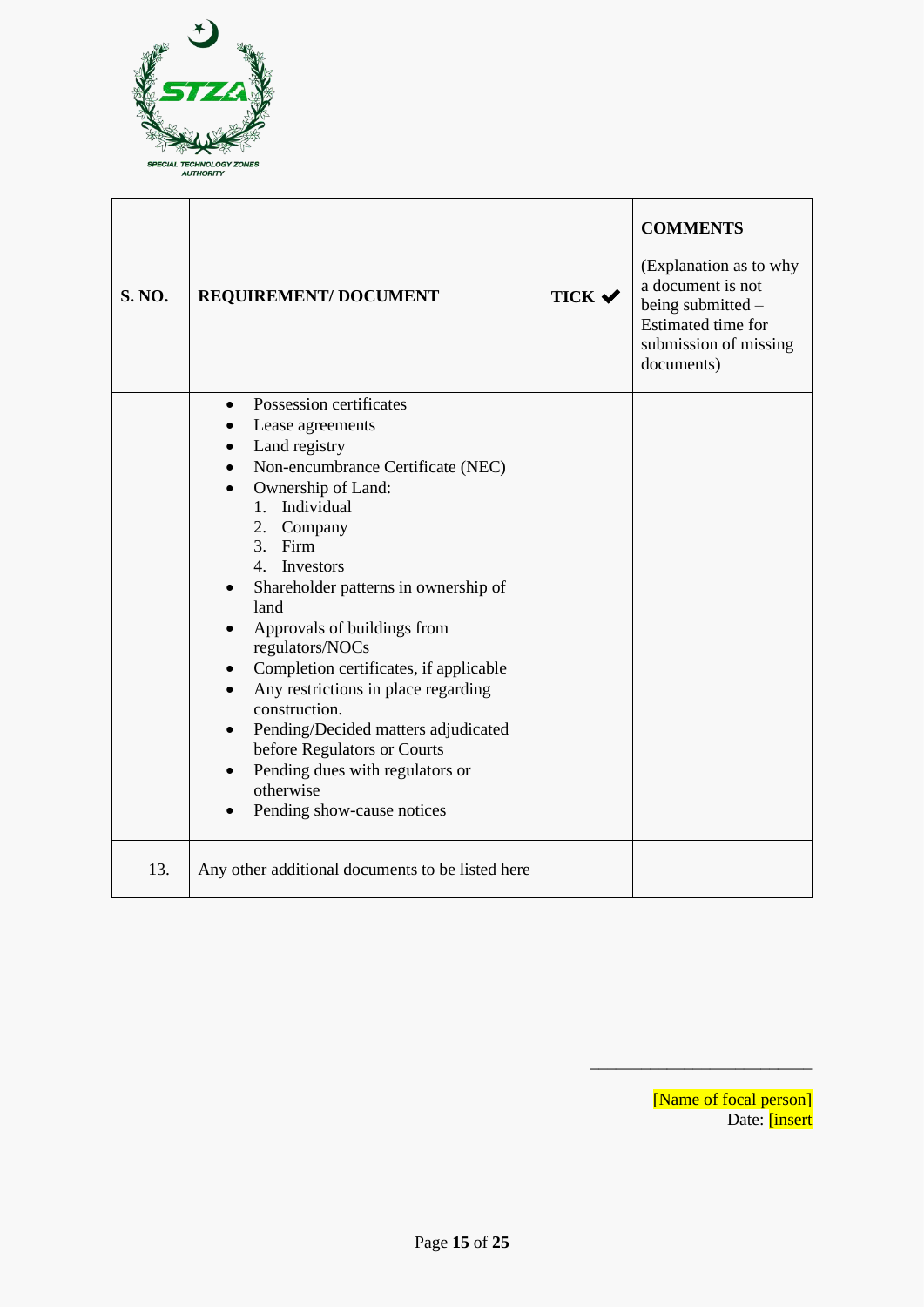| S. NO. | REQUIREMENT/ DOCUMENT | TICK ✔ | COMMENTS (Explanation as to why a document is not being submitted – Estimated time for submission of missing documents) |
|---|---|---|---|
| | • Possession certificates<br>• Lease agreements<br>• Land registry<br>• Non-encumbrance Certificate (NEC)<br>• Ownership of Land:<br>1. Individual<br>2. Company<br>3. Firm<br>4. Investors<br>• Shareholder patterns in ownership of land<br>• Approvals of buildings from regulators/NOCs<br>• Completion certificates, if applicable<br>• Any restrictions in place regarding construction.<br>• Pending/Decided matters adjudicated before Regulators or Courts<br>• Pending dues with regulators or otherwise<br>• Pending show-cause notices | | |
| 13. | Any other additional documents to be listed here | | |

___________________________

[Name of focal person]
Date: [insert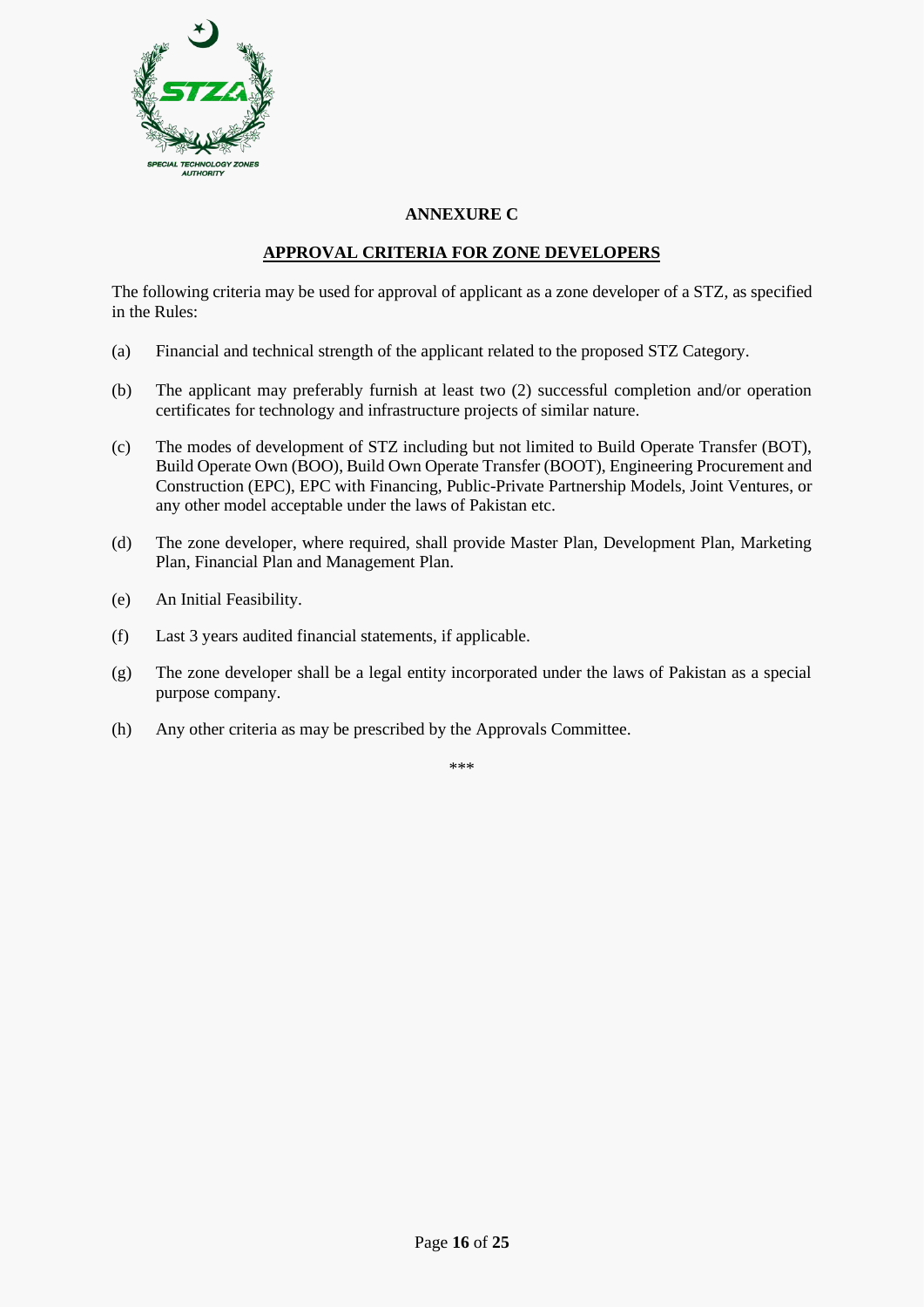## ANNEXURE C

## APPROVAL CRITERIA FOR ZONE DEVELOPERS

The following criteria may be used for approval of applicant as a zone developer of a STZ, as specified in the Rules:

(a) Financial and technical strength of the applicant related to the proposed STZ Category.

(b) The applicant may preferably furnish at least two (2) successful completion and/or operation certificates for technology and infrastructure projects of similar nature.

(c) The modes of development of STZ including but not limited to Build Operate Transfer (BOT), Build Operate Own (BOO), Build Own Operate Transfer (BOOT), Engineering Procurement and Construction (EPC), EPC with Financing, Public-Private Partnership Models, Joint Ventures, or any other model acceptable under the laws of Pakistan etc.

(d) The zone developer, where required, shall provide Master Plan, Development Plan, Marketing Plan, Financial Plan and Management Plan.

(e) An Initial Feasibility.

(f) Last 3 years audited financial statements, if applicable.

(g) The zone developer shall be a legal entity incorporated under the laws of Pakistan as a special purpose company.

(h) Any other criteria as may be prescribed by the Approvals Committee.

***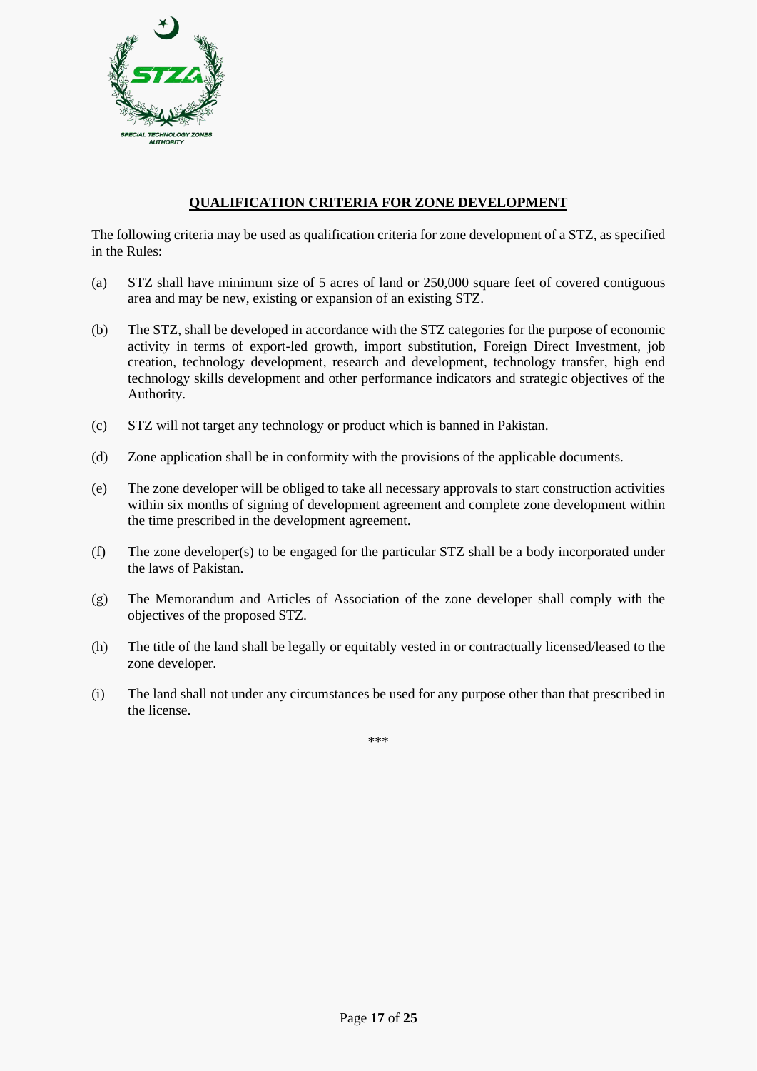## QUALIFICATION CRITERIA FOR ZONE DEVELOPMENT

The following criteria may be used as qualification criteria for zone development of a STZ, as specified in the Rules:

(a) STZ shall have minimum size of 5 acres of land or 250,000 square feet of covered contiguous area and may be new, existing or expansion of an existing STZ.

(b) The STZ, shall be developed in accordance with the STZ categories for the purpose of economic activity in terms of export-led growth, import substitution, Foreign Direct Investment, job creation, technology development, research and development, technology transfer, high end technology skills development and other performance indicators and strategic objectives of the Authority.

(c) STZ will not target any technology or product which is banned in Pakistan.

(d) Zone application shall be in conformity with the provisions of the applicable documents.

(e) The zone developer will be obliged to take all necessary approvals to start construction activities within six months of signing of development agreement and complete zone development within the time prescribed in the development agreement.

(f) The zone developer(s) to be engaged for the particular STZ shall be a body incorporated under the laws of Pakistan.

(g) The Memorandum and Articles of Association of the zone developer shall comply with the objectives of the proposed STZ.

(h) The title of the land shall be legally or equitably vested in or contractually licensed/leased to the zone developer.

(i) The land shall not under any circumstances be used for any purpose other than that prescribed in the license.

***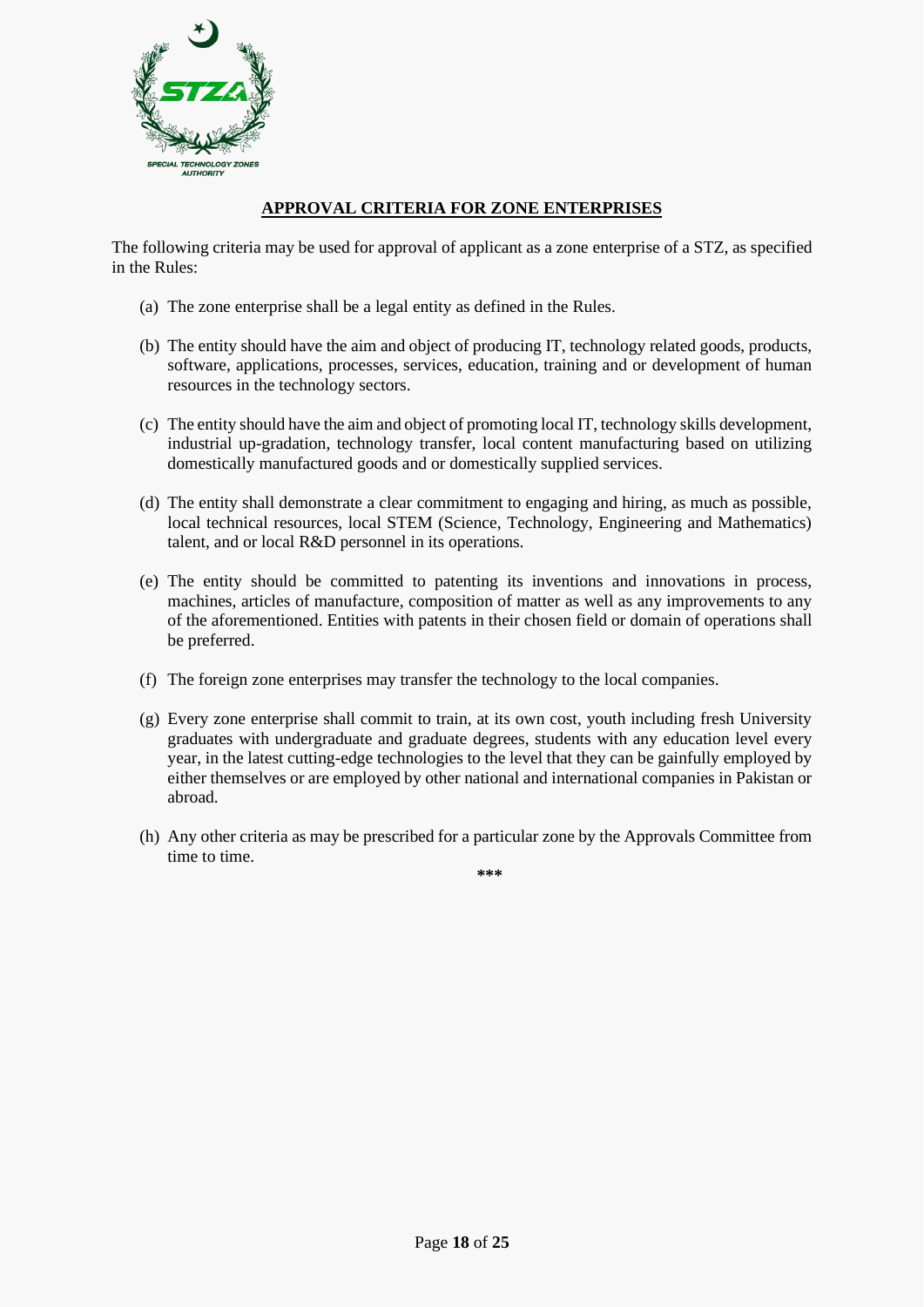## APPROVAL CRITERIA FOR ZONE ENTERPRISES

The following criteria may be used for approval of applicant as a zone enterprise of a STZ, as specified in the Rules:

(a) The zone enterprise shall be a legal entity as defined in the Rules.

(b) The entity should have the aim and object of producing IT, technology related goods, products, software, applications, processes, services, education, training and or development of human resources in the technology sectors.

(c) The entity should have the aim and object of promoting local IT, technology skills development, industrial up-gradation, technology transfer, local content manufacturing based on utilizing domestically manufactured goods and or domestically supplied services.

(d) The entity shall demonstrate a clear commitment to engaging and hiring, as much as possible, local technical resources, local STEM (Science, Technology, Engineering and Mathematics) talent, and or local R&D personnel in its operations.

(e) The entity should be committed to patenting its inventions and innovations in process, machines, articles of manufacture, composition of matter as well as any improvements to any of the aforementioned. Entities with patents in their chosen field or domain of operations shall be preferred.

(f) The foreign zone enterprises may transfer the technology to the local companies.

(g) Every zone enterprise shall commit to train, at its own cost, youth including fresh University graduates with undergraduate and graduate degrees, students with any education level every year, in the latest cutting-edge technologies to the level that they can be gainfully employed by either themselves or are employed by other national and international companies in Pakistan or abroad.

(h) Any other criteria as may be prescribed for a particular zone by the Approvals Committee from time to time.

***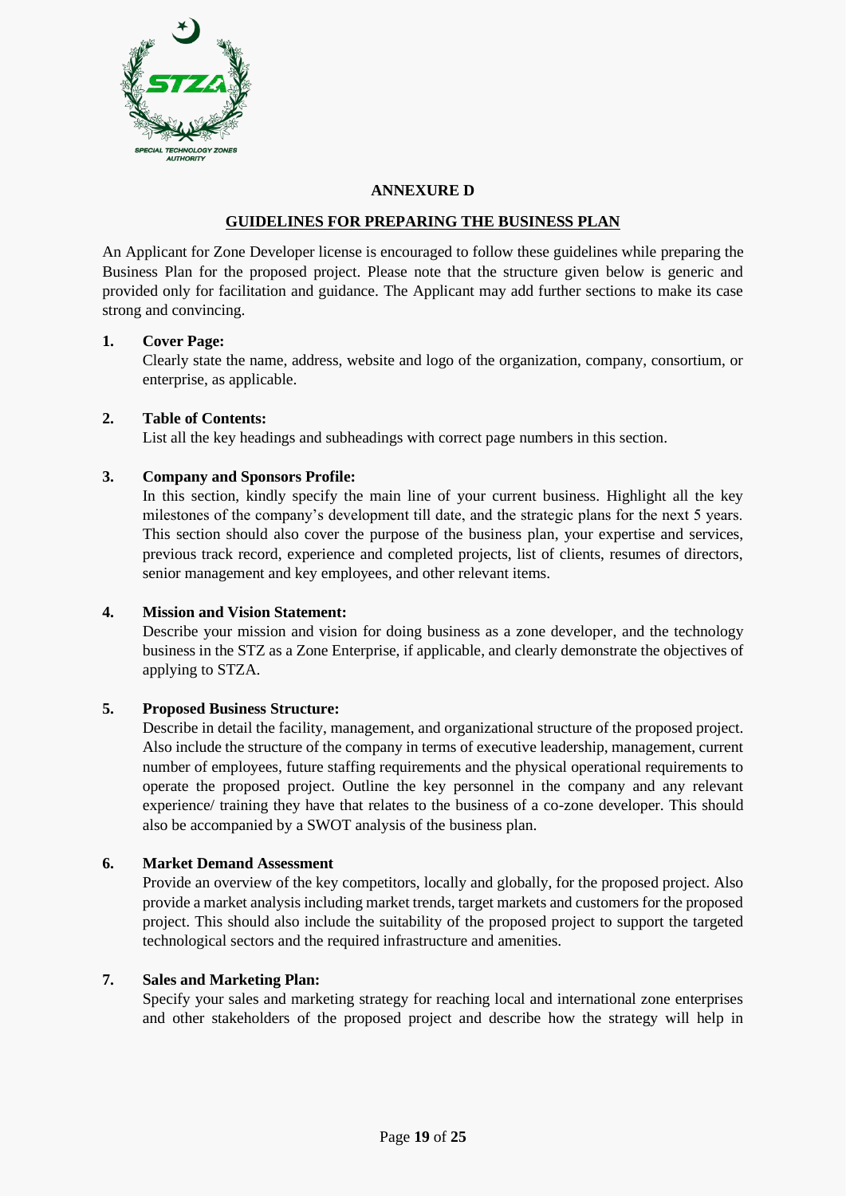## ANNEXURE D

## GUIDELINES FOR PREPARING THE BUSINESS PLAN

An Applicant for Zone Developer license is encouraged to follow these guidelines while preparing the Business Plan for the proposed project. Please note that the structure given below is generic and provided only for facilitation and guidance. The Applicant may add further sections to make its case strong and convincing.

**1. Cover Page:**

Clearly state the name, address, website and logo of the organization, company, consortium, or enterprise, as applicable.

**2. Table of Contents:**

List all the key headings and subheadings with correct page numbers in this section.

**3. Company and Sponsors Profile:**

In this section, kindly specify the main line of your current business. Highlight all the key milestones of the company's development till date, and the strategic plans for the next 5 years. This section should also cover the purpose of the business plan, your expertise and services, previous track record, experience and completed projects, list of clients, resumes of directors, senior management and key employees, and other relevant items.

**4. Mission and Vision Statement:**

Describe your mission and vision for doing business as a zone developer, and the technology business in the STZ as a Zone Enterprise, if applicable, and clearly demonstrate the objectives of applying to STZA.

**5. Proposed Business Structure:**

Describe in detail the facility, management, and organizational structure of the proposed project. Also include the structure of the company in terms of executive leadership, management, current number of employees, future staffing requirements and the physical operational requirements to operate the proposed project. Outline the key personnel in the company and any relevant experience/ training they have that relates to the business of a co-zone developer. This should also be accompanied by a SWOT analysis of the business plan.

**6. Market Demand Assessment**

Provide an overview of the key competitors, locally and globally, for the proposed project. Also provide a market analysis including market trends, target markets and customers for the proposed project. This should also include the suitability of the proposed project to support the targeted technological sectors and the required infrastructure and amenities.

**7. Sales and Marketing Plan:**

Specify your sales and marketing strategy for reaching local and international zone enterprises and other stakeholders of the proposed project and describe how the strategy will help in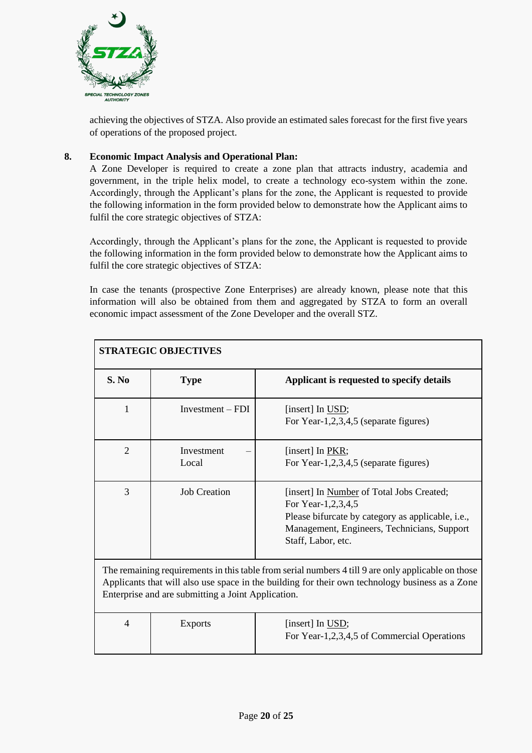achieving the objectives of STZA. Also provide an estimated sales forecast for the first five years of operations of the proposed project.

**8. Economic Impact Analysis and Operational Plan:**

A Zone Developer is required to create a zone plan that attracts industry, academia and government, in the triple helix model, to create a technology eco-system within the zone. Accordingly, through the Applicant's plans for the zone, the Applicant is requested to provide the following information in the form provided below to demonstrate how the Applicant aims to fulfil the core strategic objectives of STZA:

Accordingly, through the Applicant's plans for the zone, the Applicant is requested to provide the following information in the form provided below to demonstrate how the Applicant aims to fulfil the core strategic objectives of STZA:

In case the tenants (prospective Zone Enterprises) are already known, please note that this information will also be obtained from them and aggregated by STZA to form an overall economic impact assessment of the Zone Developer and the overall STZ.

| **STRATEGIC OBJECTIVES** | | |
|---|---|---|
| **S. No** | **Type** | **Applicant is requested to specify details** |
| 1 | Investment – FDI | [insert] In USD;<br>For Year-1,2,3,4,5 (separate figures) |
| 2 | Investment – Local | [insert] In PKR;<br>For Year-1,2,3,4,5 (separate figures) |
| 3 | Job Creation | [insert] In Number of Total Jobs Created;<br>For Year-1,2,3,4,5<br>Please bifurcate by category as applicable, i.e., Management, Engineers, Technicians, Support Staff, Labor, etc. |
| The remaining requirements in this table from serial numbers 4 till 9 are only applicable on those Applicants that will also use space in the building for their own technology business as a Zone Enterprise and are submitting a Joint Application. | | |
| 4 | Exports | [insert] In USD;<br>For Year-1,2,3,4,5 of Commercial Operations |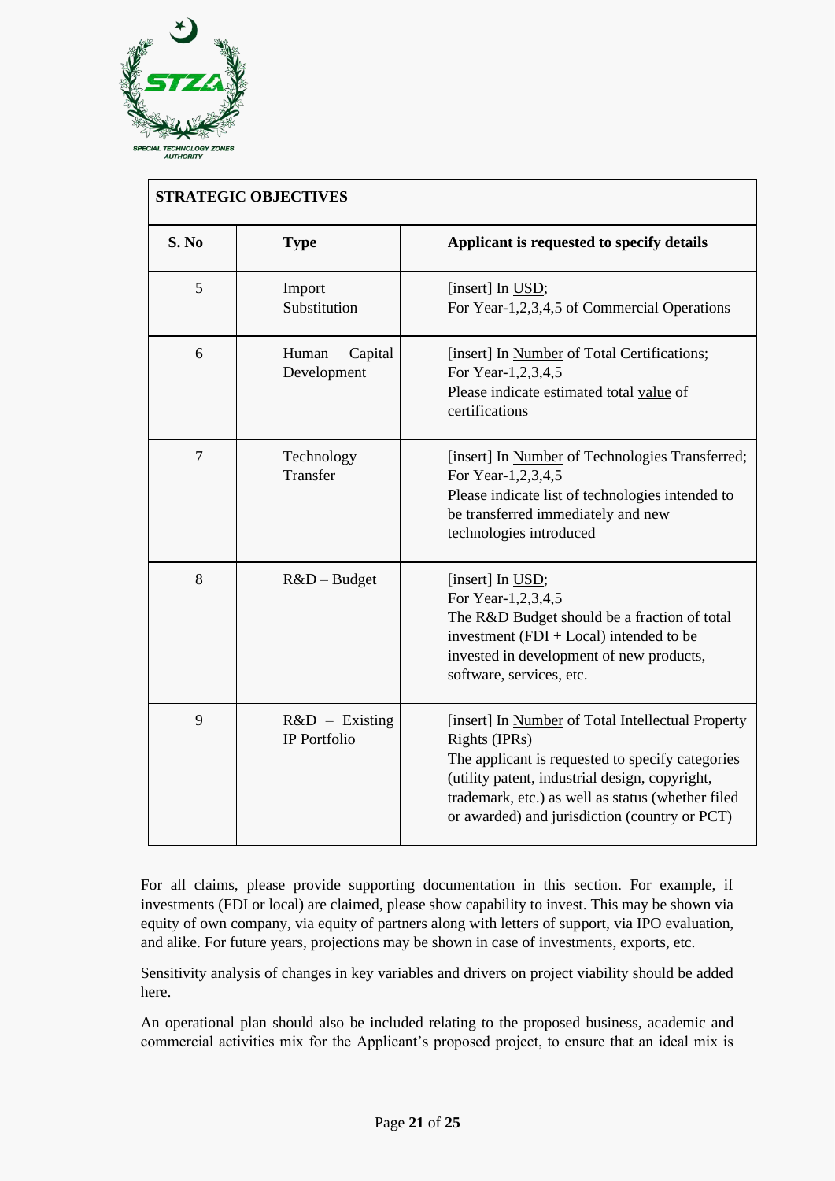| **STRATEGIC OBJECTIVES** | | |
|---|---|---|
| **S. No** | **Type** | **Applicant is requested to specify details** |
| 5 | Import Substitution | [insert] In USD;<br>For Year-1,2,3,4,5 of Commercial Operations |
| 6 | Human Capital Development | [insert] In Number of Total Certifications;<br>For Year-1,2,3,4,5<br>Please indicate estimated total value of certifications |
| 7 | Technology Transfer | [insert] In Number of Technologies Transferred;<br>For Year-1,2,3,4,5<br>Please indicate list of technologies intended to be transferred immediately and new technologies introduced |
| 8 | R&D – Budget | [insert] In USD;<br>For Year-1,2,3,4,5<br>The R&D Budget should be a fraction of total investment (FDI + Local) intended to be invested in development of new products, software, services, etc. |
| 9 | R&D – Existing IP Portfolio | [insert] In Number of Total Intellectual Property Rights (IPRs)<br>The applicant is requested to specify categories (utility patent, industrial design, copyright, trademark, etc.) as well as status (whether filed or awarded) and jurisdiction (country or PCT) |

For all claims, please provide supporting documentation in this section. For example, if investments (FDI or local) are claimed, please show capability to invest. This may be shown via equity of own company, via equity of partners along with letters of support, via IPO evaluation, and alike. For future years, projections may be shown in case of investments, exports, etc.

Sensitivity analysis of changes in key variables and drivers on project viability should be added here.

An operational plan should also be included relating to the proposed business, academic and commercial activities mix for the Applicant's proposed project, to ensure that an ideal mix is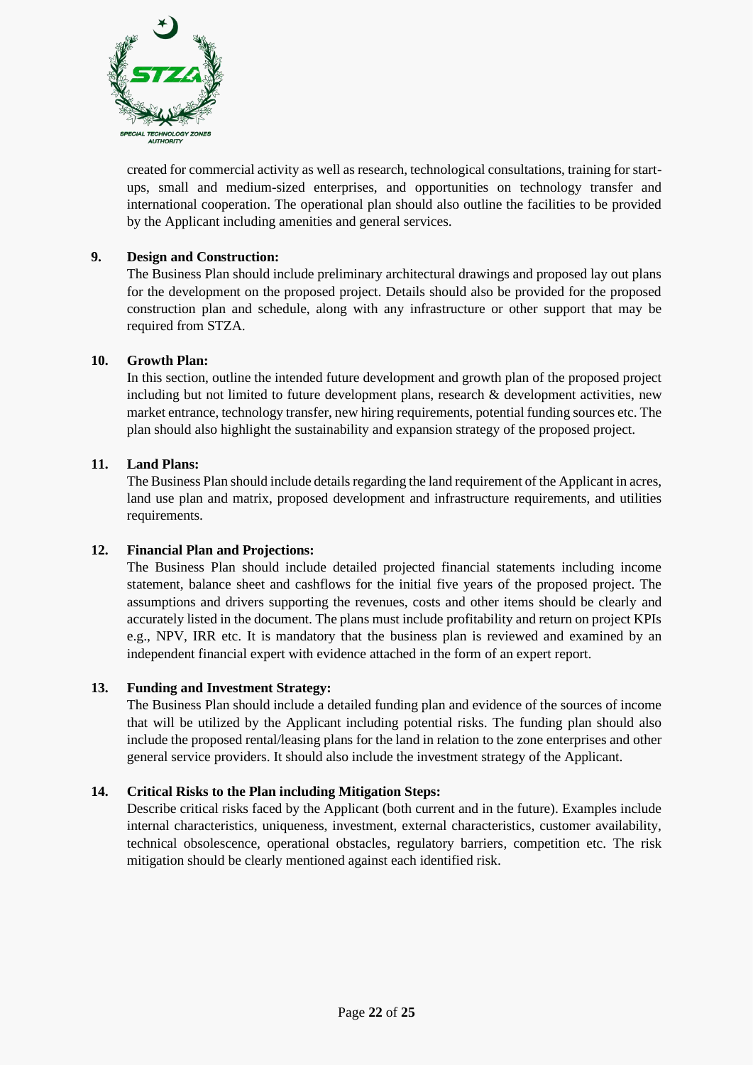created for commercial activity as well as research, technological consultations, training for start-ups, small and medium-sized enterprises, and opportunities on technology transfer and international cooperation. The operational plan should also outline the facilities to be provided by the Applicant including amenities and general services.

**9. Design and Construction:**

The Business Plan should include preliminary architectural drawings and proposed lay out plans for the development on the proposed project. Details should also be provided for the proposed construction plan and schedule, along with any infrastructure or other support that may be required from STZA.

**10. Growth Plan:**

In this section, outline the intended future development and growth plan of the proposed project including but not limited to future development plans, research & development activities, new market entrance, technology transfer, new hiring requirements, potential funding sources etc. The plan should also highlight the sustainability and expansion strategy of the proposed project.

**11. Land Plans:**

The Business Plan should include details regarding the land requirement of the Applicant in acres, land use plan and matrix, proposed development and infrastructure requirements, and utilities requirements.

**12. Financial Plan and Projections:**

The Business Plan should include detailed projected financial statements including income statement, balance sheet and cashflows for the initial five years of the proposed project. The assumptions and drivers supporting the revenues, costs and other items should be clearly and accurately listed in the document. The plans must include profitability and return on project KPIs e.g., NPV, IRR etc. It is mandatory that the business plan is reviewed and examined by an independent financial expert with evidence attached in the form of an expert report.

**13. Funding and Investment Strategy:**

The Business Plan should include a detailed funding plan and evidence of the sources of income that will be utilized by the Applicant including potential risks. The funding plan should also include the proposed rental/leasing plans for the land in relation to the zone enterprises and other general service providers. It should also include the investment strategy of the Applicant.

**14. Critical Risks to the Plan including Mitigation Steps:**

Describe critical risks faced by the Applicant (both current and in the future). Examples include internal characteristics, uniqueness, investment, external characteristics, customer availability, technical obsolescence, operational obstacles, regulatory barriers, competition etc. The risk mitigation should be clearly mentioned against each identified risk.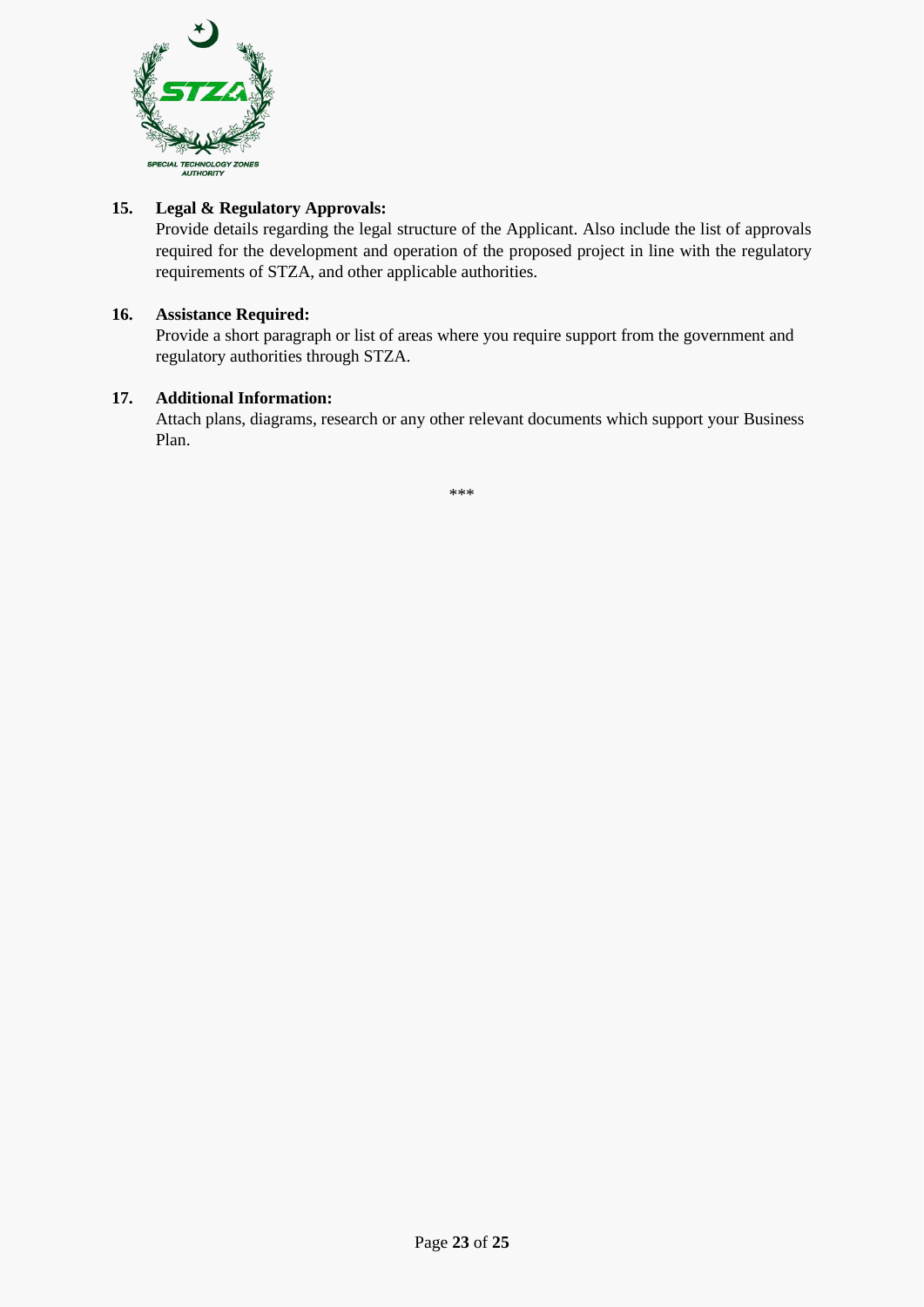**15. Legal & Regulatory Approvals:**

Provide details regarding the legal structure of the Applicant. Also include the list of approvals required for the development and operation of the proposed project in line with the regulatory requirements of STZA, and other applicable authorities.

**16. Assistance Required:**

Provide a short paragraph or list of areas where you require support from the government and regulatory authorities through STZA.

**17. Additional Information:**

Attach plans, diagrams, research or any other relevant documents which support your Business Plan.

***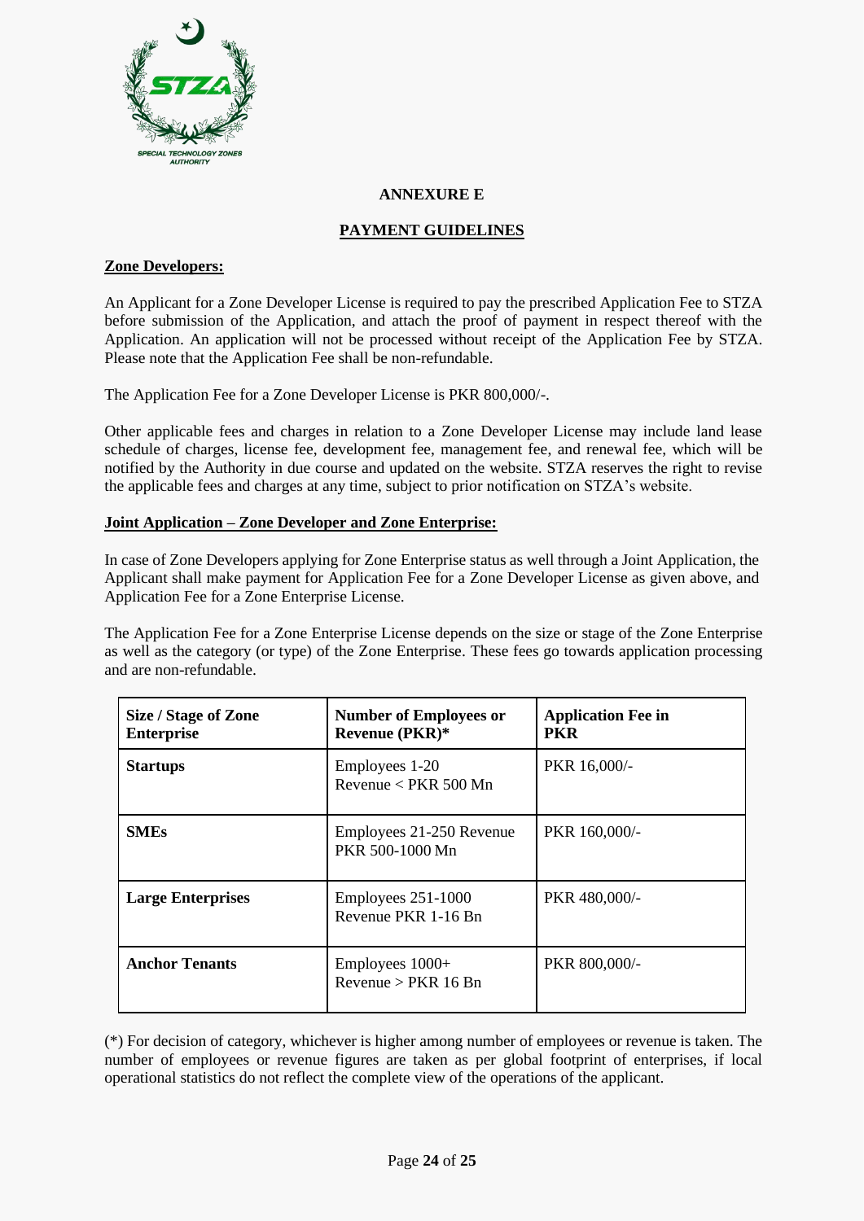## ANNEXURE E

## PAYMENT GUIDELINES

**Zone Developers:**

An Applicant for a Zone Developer License is required to pay the prescribed Application Fee to STZA before submission of the Application, and attach the proof of payment in respect thereof with the Application. An application will not be processed without receipt of the Application Fee by STZA. Please note that the Application Fee shall be non-refundable.

The Application Fee for a Zone Developer License is PKR 800,000/-.

Other applicable fees and charges in relation to a Zone Developer License may include land lease schedule of charges, license fee, development fee, management fee, and renewal fee, which will be notified by the Authority in due course and updated on the website. STZA reserves the right to revise the applicable fees and charges at any time, subject to prior notification on STZA's website.

**Joint Application – Zone Developer and Zone Enterprise:**

In case of Zone Developers applying for Zone Enterprise status as well through a Joint Application, the Applicant shall make payment for Application Fee for a Zone Developer License as given above, and Application Fee for a Zone Enterprise License.

The Application Fee for a Zone Enterprise License depends on the size or stage of the Zone Enterprise as well as the category (or type) of the Zone Enterprise. These fees go towards application processing and are non-refundable.

| Size / Stage of Zone Enterprise | Number of Employees or Revenue (PKR)* | Application Fee in PKR |
|---|---|---|
| **Startups** | Employees 1-20<br>Revenue < PKR 500 Mn | PKR 16,000/- |
| **SMEs** | Employees 21-250 Revenue PKR 500-1000 Mn | PKR 160,000/- |
| **Large Enterprises** | Employees 251-1000<br>Revenue PKR 1-16 Bn | PKR 480,000/- |
| **Anchor Tenants** | Employees 1000+<br>Revenue > PKR 16 Bn | PKR 800,000/- |

(*) For decision of category, whichever is higher among number of employees or revenue is taken. The number of employees or revenue figures are taken as per global footprint of enterprises, if local operational statistics do not reflect the complete view of the operations of the applicant.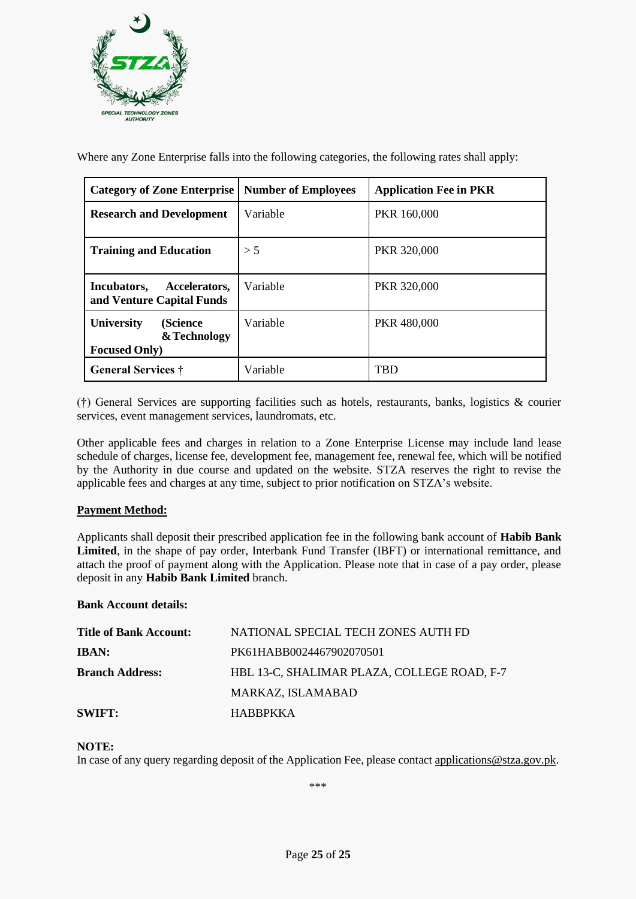Where any Zone Enterprise falls into the following categories, the following rates shall apply:

| Category of Zone Enterprise | Number of Employees | Application Fee in PKR |
|---|---|---|
| **Research and Development** | Variable | PKR 160,000 |
| **Training and Education** | > 5 | PKR 320,000 |
| **Incubators, Accelerators, and Venture Capital Funds** | Variable | PKR 320,000 |
| **University (Science & Technology Focused Only)** | Variable | PKR 480,000 |
| **General Services †** | Variable | TBD |

(†) General Services are supporting facilities such as hotels, restaurants, banks, logistics & courier services, event management services, laundromats, etc.

Other applicable fees and charges in relation to a Zone Enterprise License may include land lease schedule of charges, license fee, development fee, management fee, renewal fee, which will be notified by the Authority in due course and updated on the website. STZA reserves the right to revise the applicable fees and charges at any time, subject to prior notification on STZA's website.

**<u>Payment Method:</u>**

Applicants shall deposit their prescribed application fee in the following bank account of **Habib Bank Limited**, in the shape of pay order, Interbank Fund Transfer (IBFT) or international remittance, and attach the proof of payment along with the Application. Please note that in case of a pay order, please deposit in any **Habib Bank Limited** branch.

**Bank Account details:**

| | |
|---|---|
| **Title of Bank Account:** | NATIONAL SPECIAL TECH ZONES AUTH FD |
| **IBAN:** | PK61HABB0024467902070501 |
| **Branch Address:** | HBL 13-C, SHALIMAR PLAZA, COLLEGE ROAD, F-7 MARKAZ, ISLAMABAD |
| **SWIFT:** | HABBPKKA |

**NOTE:**
In case of any query regarding deposit of the Application Fee, please contact applications@stza.gov.pk.

***